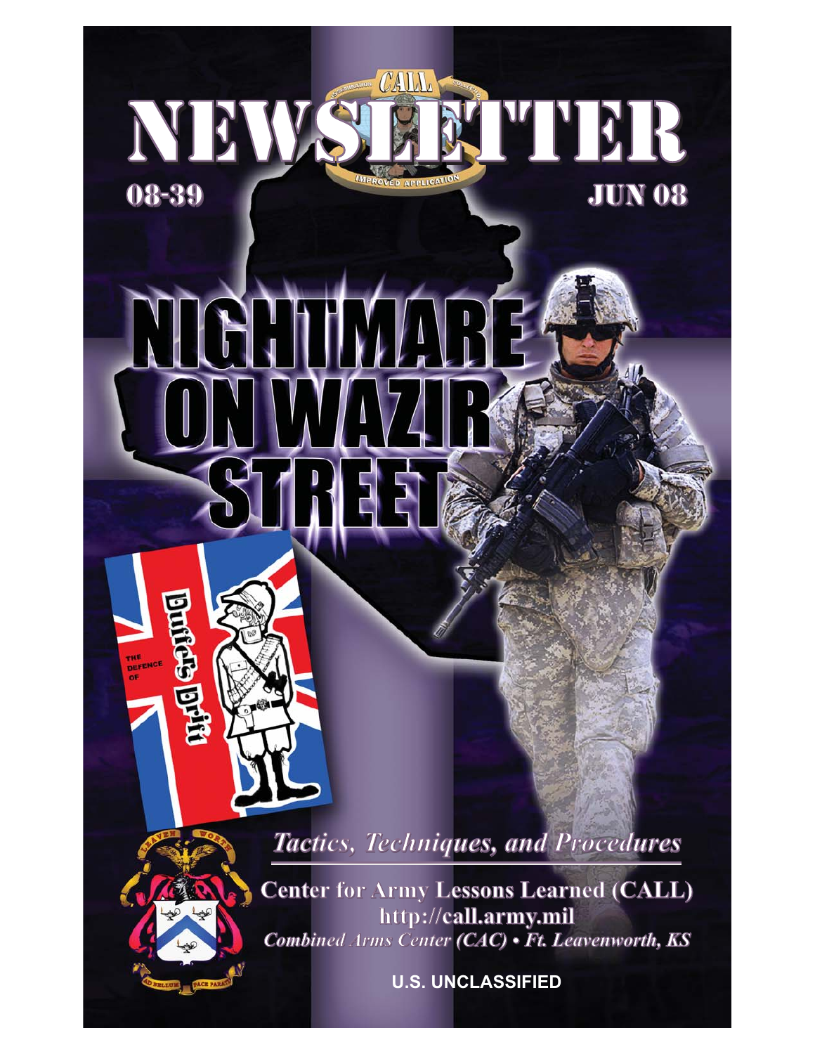# NEWSLETTER

08-39

JUN 08

# NIGHTMARE ON WAZIR STREET

THE DEFENCE OF Duffer's Drift

*Tactics, Techniques, and Procedures*

**Center for Army Lessons Learned (CALL)**

**http://call.army.mil**

*Combined Arms Center (CAC) • Ft. Leavenworth, KS*

**U.S. UNCLASSIFIED**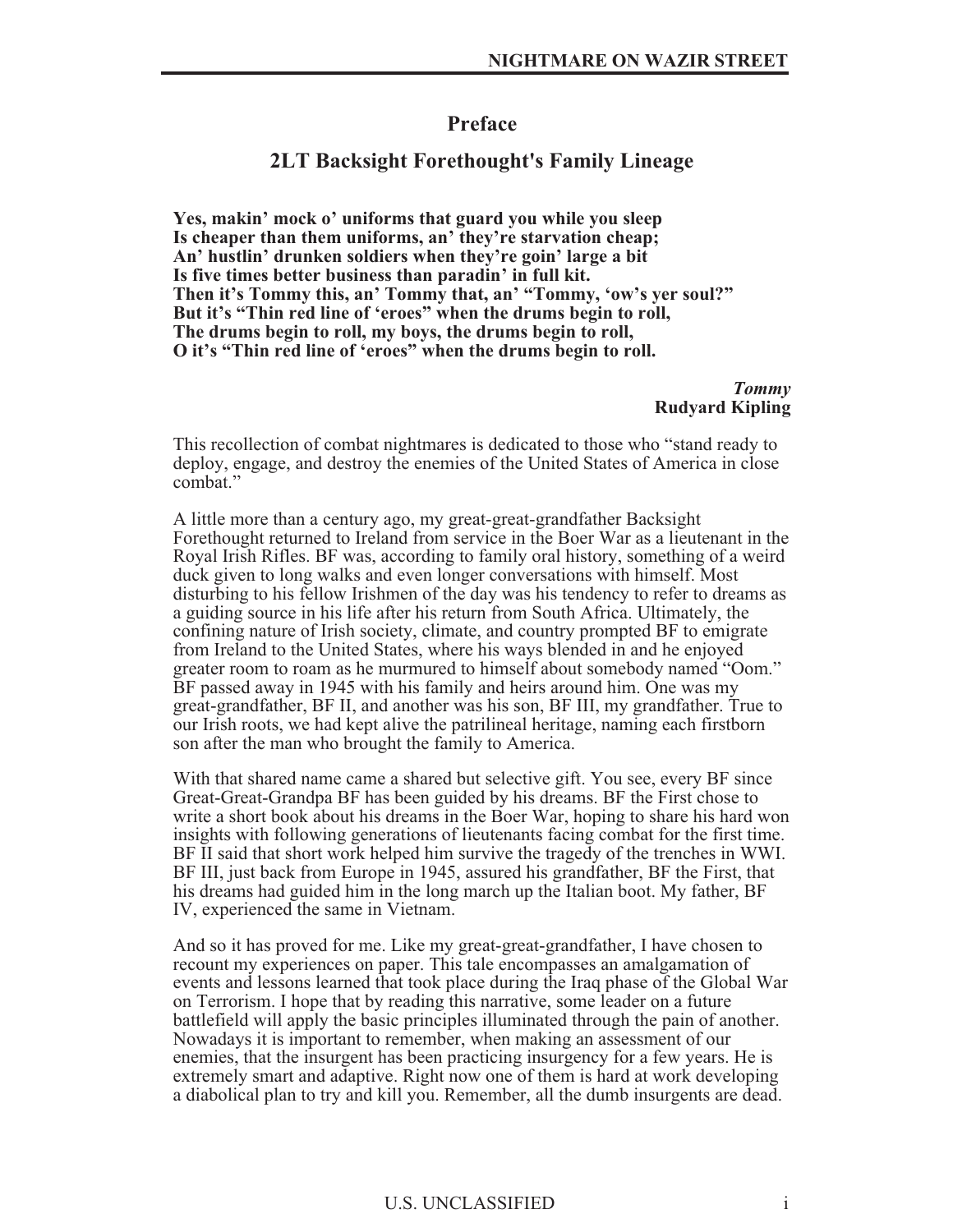# Preface

## 2LT Backsight Forethought's Family Lineage

**Yes, makin' mock o' uniforms that guard you while you sleep**
**Is cheaper than them uniforms, an' they're starvation cheap;**
**An' hustlin' drunken soldiers when they're goin' large a bit**
**Is five times better business than paradin' in full kit.**
**Then it's Tommy this, an' Tommy that, an' "Tommy, 'ow's yer soul?"**
**But it's "Thin red line of 'eroes" when the drums begin to roll,**
**The drums begin to roll, my boys, the drums begin to roll,**
**O it's "Thin red line of 'eroes" when the drums begin to roll.**

***Tommy***
**Rudyard Kipling**

This recollection of combat nightmares is dedicated to those who "stand ready to deploy, engage, and destroy the enemies of the United States of America in close combat."

A little more than a century ago, my great-great-grandfather Backsight Forethought returned to Ireland from service in the Boer War as a lieutenant in the Royal Irish Rifles. BF was, according to family oral history, something of a weird duck given to long walks and even longer conversations with himself. Most disturbing to his fellow Irishmen of the day was his tendency to refer to dreams as a guiding source in his life after his return from South Africa. Ultimately, the confining nature of Irish society, climate, and country prompted BF to emigrate from Ireland to the United States, where his ways blended in and he enjoyed greater room to roam as he murmured to himself about somebody named "Oom." BF passed away in 1945 with his family and heirs around him. One was my great-grandfather, BF II, and another was his son, BF III, my grandfather. True to our Irish roots, we had kept alive the patrilineal heritage, naming each firstborn son after the man who brought the family to America.

With that shared name came a shared but selective gift. You see, every BF since Great-Great-Grandpa BF has been guided by his dreams. BF the First chose to write a short book about his dreams in the Boer War, hoping to share his hard won insights with following generations of lieutenants facing combat for the first time. BF II said that short work helped him survive the tragedy of the trenches in WWI. BF III, just back from Europe in 1945, assured his grandfather, BF the First, that his dreams had guided him in the long march up the Italian boot. My father, BF IV, experienced the same in Vietnam.

And so it has proved for me. Like my great-great-grandfather, I have chosen to recount my experiences on paper. This tale encompasses an amalgamation of events and lessons learned that took place during the Iraq phase of the Global War on Terrorism. I hope that by reading this narrative, some leader on a future battlefield will apply the basic principles illuminated through the pain of another. Nowadays it is important to remember, when making an assessment of our enemies, that the insurgent has been practicing insurgency for a few years. He is extremely smart and adaptive. Right now one of them is hard at work developing a diabolical plan to try and kill you. Remember, all the dumb insurgents are dead.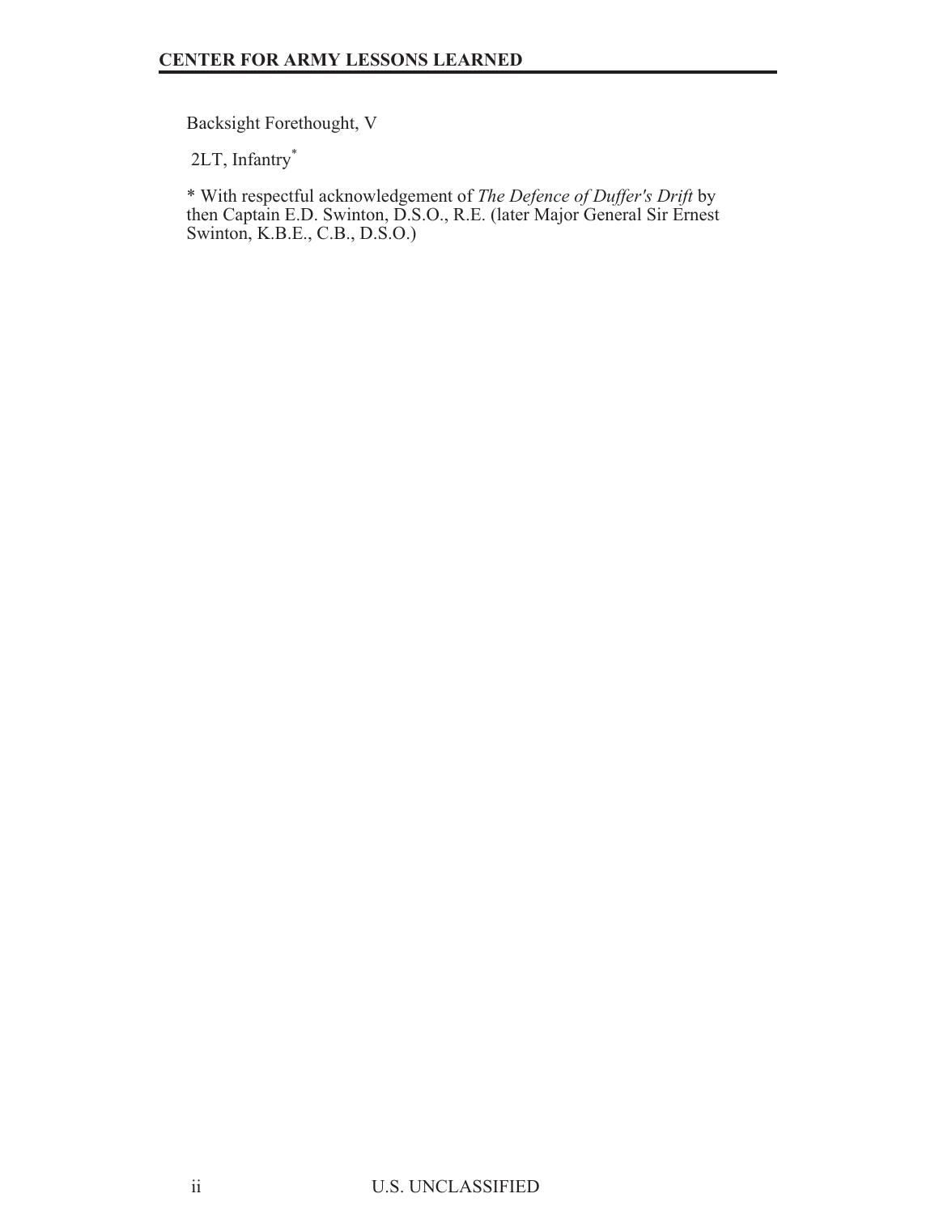Backsight Forethought, V

2LT, Infantry*

* With respectful acknowledgement of *The Defence of Duffer's Drift* by then Captain E.D. Swinton, D.S.O., R.E. (later Major General Sir Ernest Swinton, K.B.E., C.B., D.S.O.)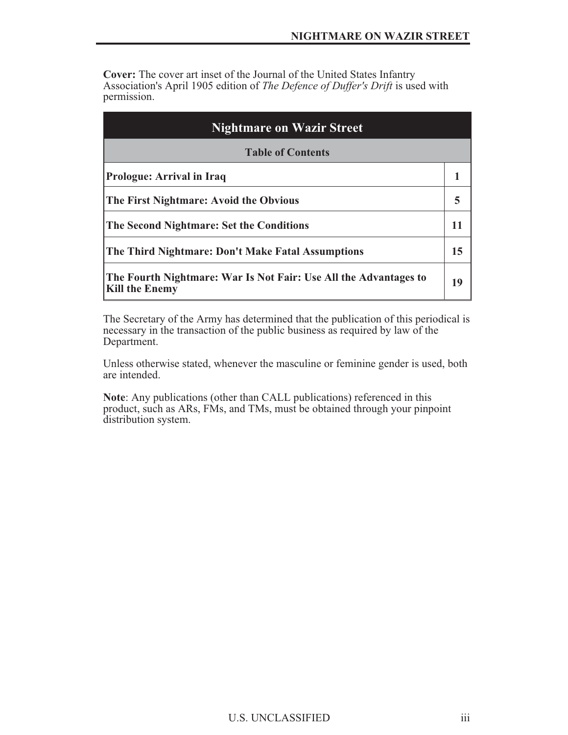**Cover:** The cover art inset of the Journal of the United States Infantry Association's April 1905 edition of *The Defence of Duffer's Drift* is used with permission.

| Nightmare on Wazir Street | |
|---|---|
| **Table of Contents** | |
| **Prologue: Arrival in Iraq** | **1** |
| **The First Nightmare: Avoid the Obvious** | **5** |
| **The Second Nightmare: Set the Conditions** | **11** |
| **The Third Nightmare: Don't Make Fatal Assumptions** | **15** |
| **The Fourth Nightmare: War Is Not Fair: Use All the Advantages to Kill the Enemy** | **19** |

The Secretary of the Army has determined that the publication of this periodical is necessary in the transaction of the public business as required by law of the Department.

Unless otherwise stated, whenever the masculine or feminine gender is used, both are intended.

**Note**: Any publications (other than CALL publications) referenced in this product, such as ARs, FMs, and TMs, must be obtained through your pinpoint distribution system.

U.S. UNCLASSIFIED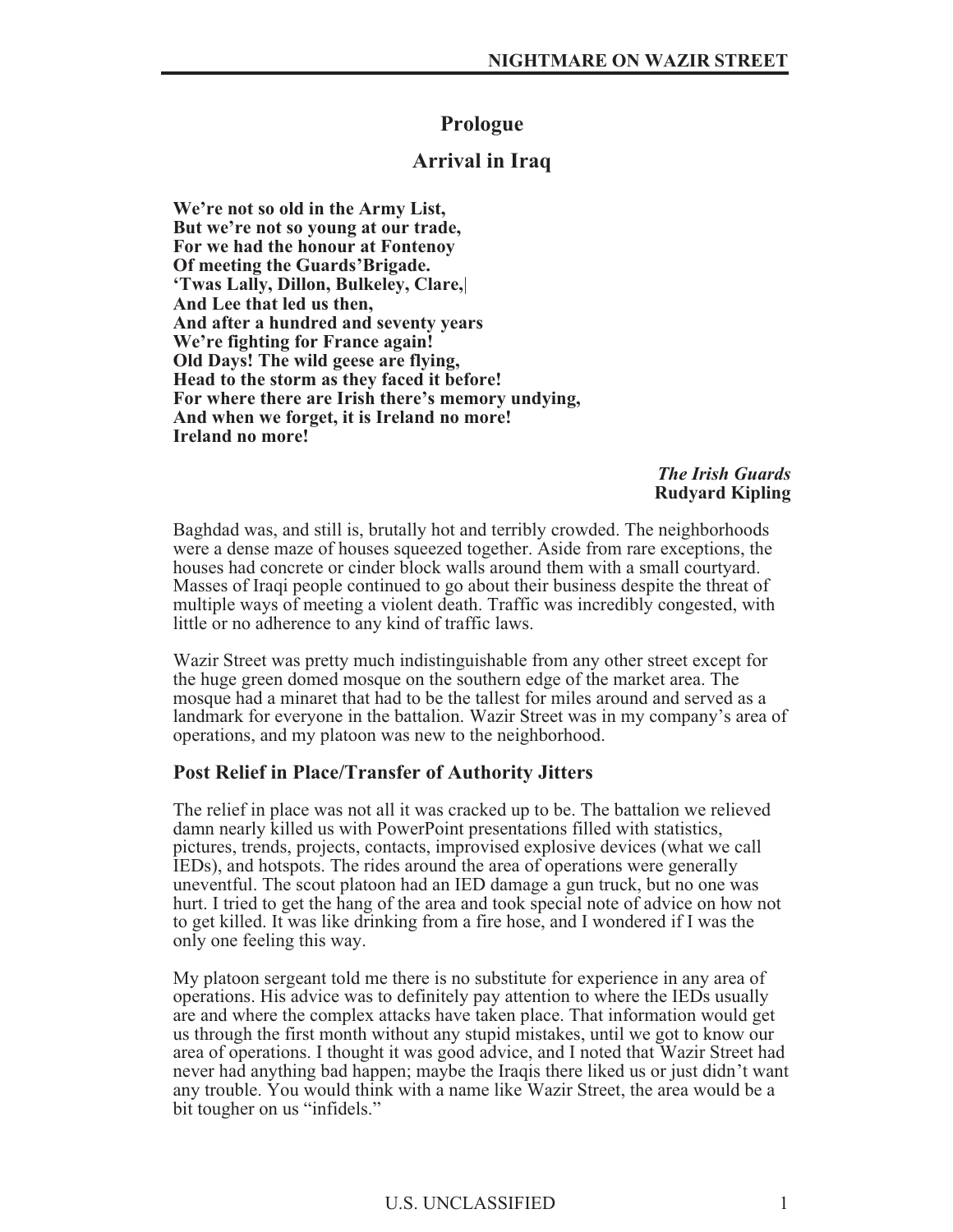# Prologue

## Arrival in Iraq

**We're not so old in the Army List,**
**But we're not so young at our trade,**
**For we had the honour at Fontenoy**
**Of meeting the Guards'Brigade.**
**'Twas Lally, Dillon, Bulkeley, Clare,|**
**And Lee that led us then,**
**And after a hundred and seventy years**
**We're fighting for France again!**
**Old Days! The wild geese are flying,**
**Head to the storm as they faced it before!**
**For where there are Irish there's memory undying,**
**And when we forget, it is Ireland no more!**
**Ireland no more!**

***The Irish Guards***
**Rudyard Kipling**

Baghdad was, and still is, brutally hot and terribly crowded. The neighborhoods were a dense maze of houses squeezed together. Aside from rare exceptions, the houses had concrete or cinder block walls around them with a small courtyard. Masses of Iraqi people continued to go about their business despite the threat of multiple ways of meeting a violent death. Traffic was incredibly congested, with little or no adherence to any kind of traffic laws.

Wazir Street was pretty much indistinguishable from any other street except for the huge green domed mosque on the southern edge of the market area. The mosque had a minaret that had to be the tallest for miles around and served as a landmark for everyone in the battalion. Wazir Street was in my company's area of operations, and my platoon was new to the neighborhood.

### Post Relief in Place/Transfer of Authority Jitters

The relief in place was not all it was cracked up to be. The battalion we relieved damn nearly killed us with PowerPoint presentations filled with statistics, pictures, trends, projects, contacts, improvised explosive devices (what we call IEDs), and hotspots. The rides around the area of operations were generally uneventful. The scout platoon had an IED damage a gun truck, but no one was hurt. I tried to get the hang of the area and took special note of advice on how not to get killed. It was like drinking from a fire hose, and I wondered if I was the only one feeling this way.

My platoon sergeant told me there is no substitute for experience in any area of operations. His advice was to definitely pay attention to where the IEDs usually are and where the complex attacks have taken place. That information would get us through the first month without any stupid mistakes, until we got to know our area of operations. I thought it was good advice, and I noted that Wazir Street had never had anything bad happen; maybe the Iraqis there liked us or just didn't want any trouble. You would think with a name like Wazir Street, the area would be a bit tougher on us "infidels."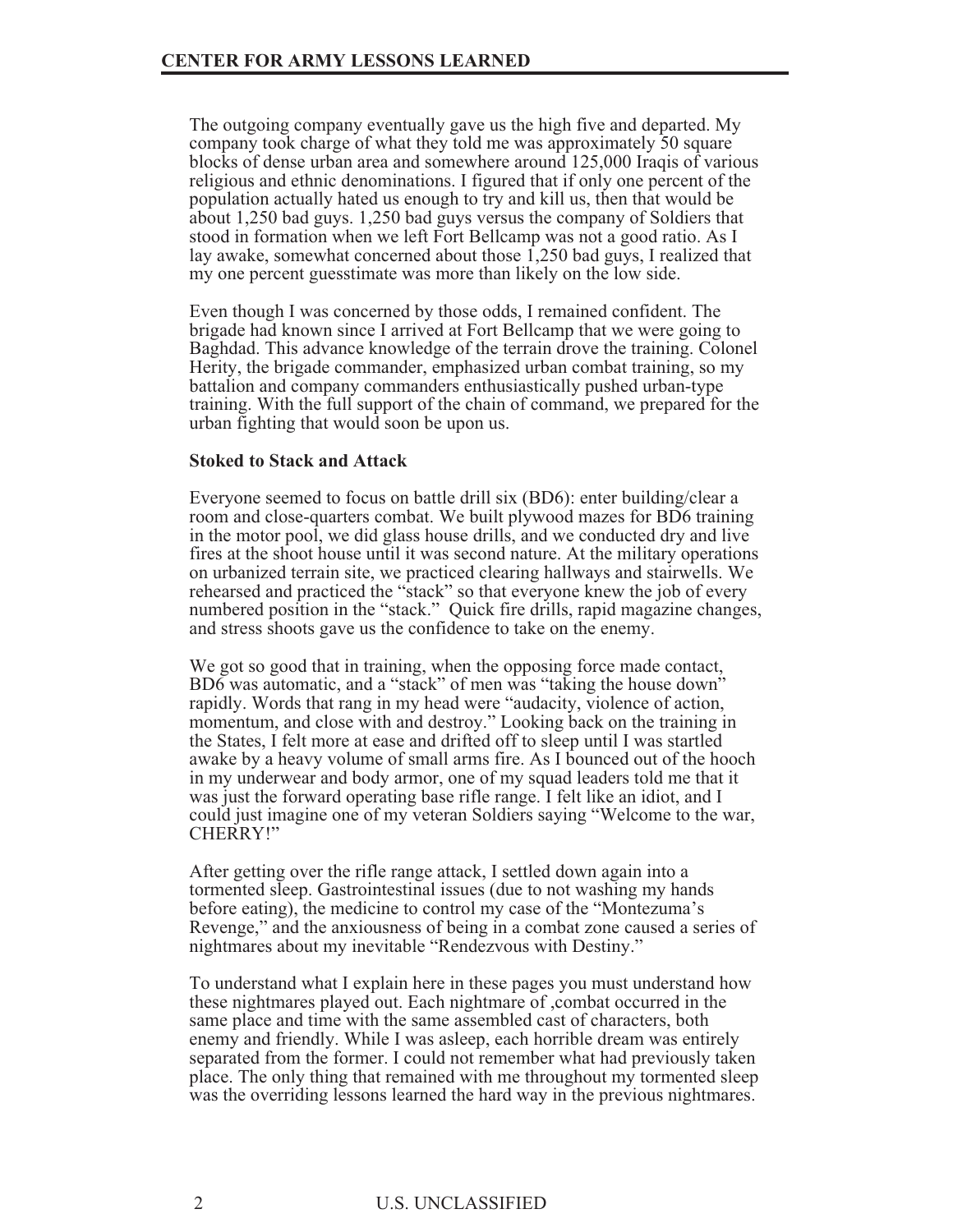The outgoing company eventually gave us the high five and departed. My company took charge of what they told me was approximately 50 square blocks of dense urban area and somewhere around 125,000 Iraqis of various religious and ethnic denominations. I figured that if only one percent of the population actually hated us enough to try and kill us, then that would be about 1,250 bad guys. 1,250 bad guys versus the company of Soldiers that stood in formation when we left Fort Bellcamp was not a good ratio. As I lay awake, somewhat concerned about those 1,250 bad guys, I realized that my one percent guesstimate was more than likely on the low side.

Even though I was concerned by those odds, I remained confident. The brigade had known since I arrived at Fort Bellcamp that we were going to Baghdad. This advance knowledge of the terrain drove the training. Colonel Herity, the brigade commander, emphasized urban combat training, so my battalion and company commanders enthusiastically pushed urban-type training. With the full support of the chain of command, we prepared for the urban fighting that would soon be upon us.

**Stoked to Stack and Attack**

Everyone seemed to focus on battle drill six (BD6): enter building/clear a room and close-quarters combat. We built plywood mazes for BD6 training in the motor pool, we did glass house drills, and we conducted dry and live fires at the shoot house until it was second nature. At the military operations on urbanized terrain site, we practiced clearing hallways and stairwells. We rehearsed and practiced the "stack" so that everyone knew the job of every numbered position in the "stack." Quick fire drills, rapid magazine changes, and stress shoots gave us the confidence to take on the enemy.

We got so good that in training, when the opposing force made contact, BD6 was automatic, and a "stack" of men was "taking the house down" rapidly. Words that rang in my head were "audacity, violence of action, momentum, and close with and destroy." Looking back on the training in the States, I felt more at ease and drifted off to sleep until I was startled awake by a heavy volume of small arms fire. As I bounced out of the hooch in my underwear and body armor, one of my squad leaders told me that it was just the forward operating base rifle range. I felt like an idiot, and I could just imagine one of my veteran Soldiers saying "Welcome to the war, CHERRY!"

After getting over the rifle range attack, I settled down again into a tormented sleep. Gastrointestinal issues (due to not washing my hands before eating), the medicine to control my case of the "Montezuma's Revenge," and the anxiousness of being in a combat zone caused a series of nightmares about my inevitable "Rendezvous with Destiny."

To understand what I explain here in these pages you must understand how these nightmares played out. Each nightmare of ,combat occurred in the same place and time with the same assembled cast of characters, both enemy and friendly. While I was asleep, each horrible dream was entirely separated from the former. I could not remember what had previously taken place. The only thing that remained with me throughout my tormented sleep was the overriding lessons learned the hard way in the previous nightmares.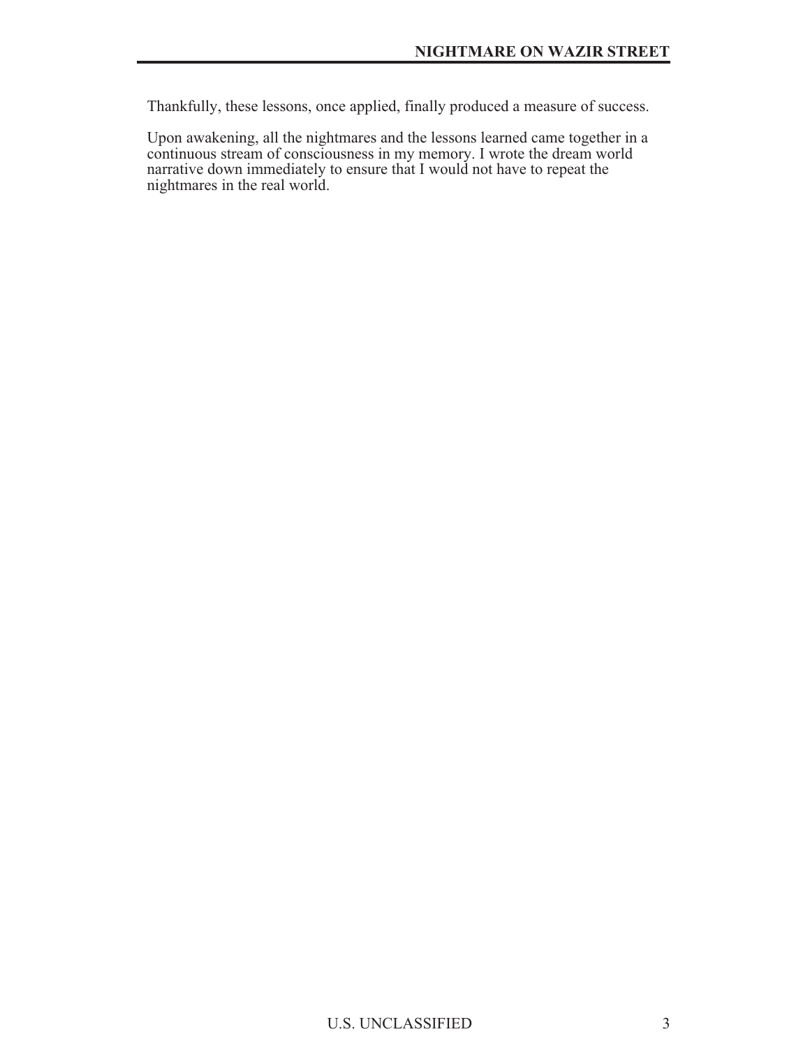Thankfully, these lessons, once applied, finally produced a measure of success.

Upon awakening, all the nightmares and the lessons learned came together in a continuous stream of consciousness in my memory. I wrote the dream world narrative down immediately to ensure that I would not have to repeat the nightmares in the real world.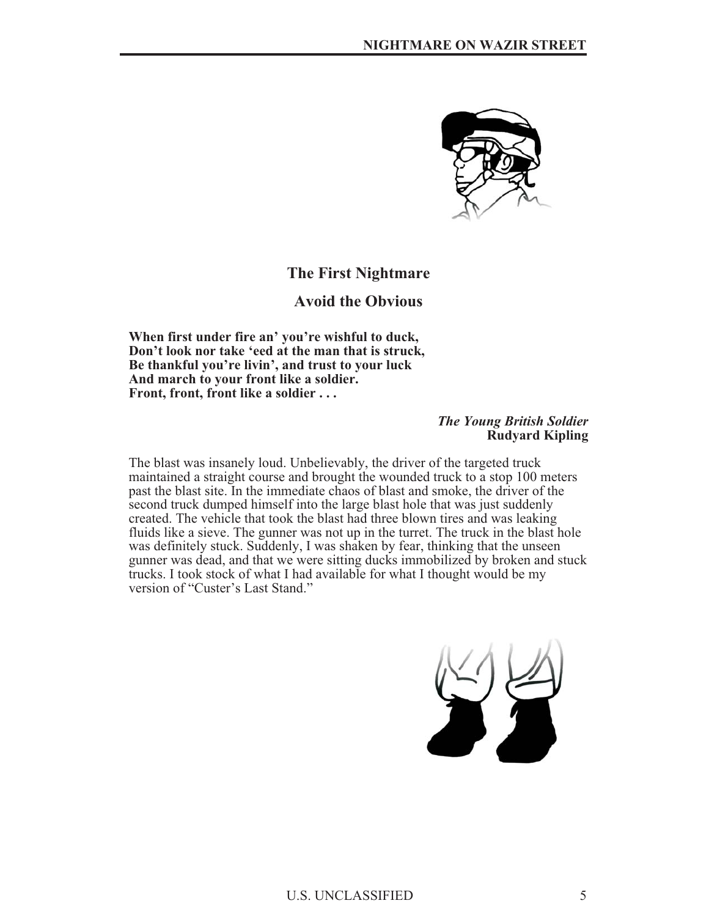## The First Nightmare

### Avoid the Obvious

**When first under fire an' you're wishful to duck,**
**Don't look nor take 'eed at the man that is struck,**
**Be thankful you're livin', and trust to your luck**
**And march to your front like a soldier.**
**Front, front, front like a soldier . . .**

*The Young British Soldier*
**Rudyard Kipling**

The blast was insanely loud. Unbelievably, the driver of the targeted truck maintained a straight course and brought the wounded truck to a stop 100 meters past the blast site. In the immediate chaos of blast and smoke, the driver of the second truck dumped himself into the large blast hole that was just suddenly created. The vehicle that took the blast had three blown tires and was leaking fluids like a sieve. The gunner was not up in the turret. The truck in the blast hole was definitely stuck. Suddenly, I was shaken by fear, thinking that the unseen gunner was dead, and that we were sitting ducks immobilized by broken and stuck trucks. I took stock of what I had available for what I thought would be my version of "Custer's Last Stand."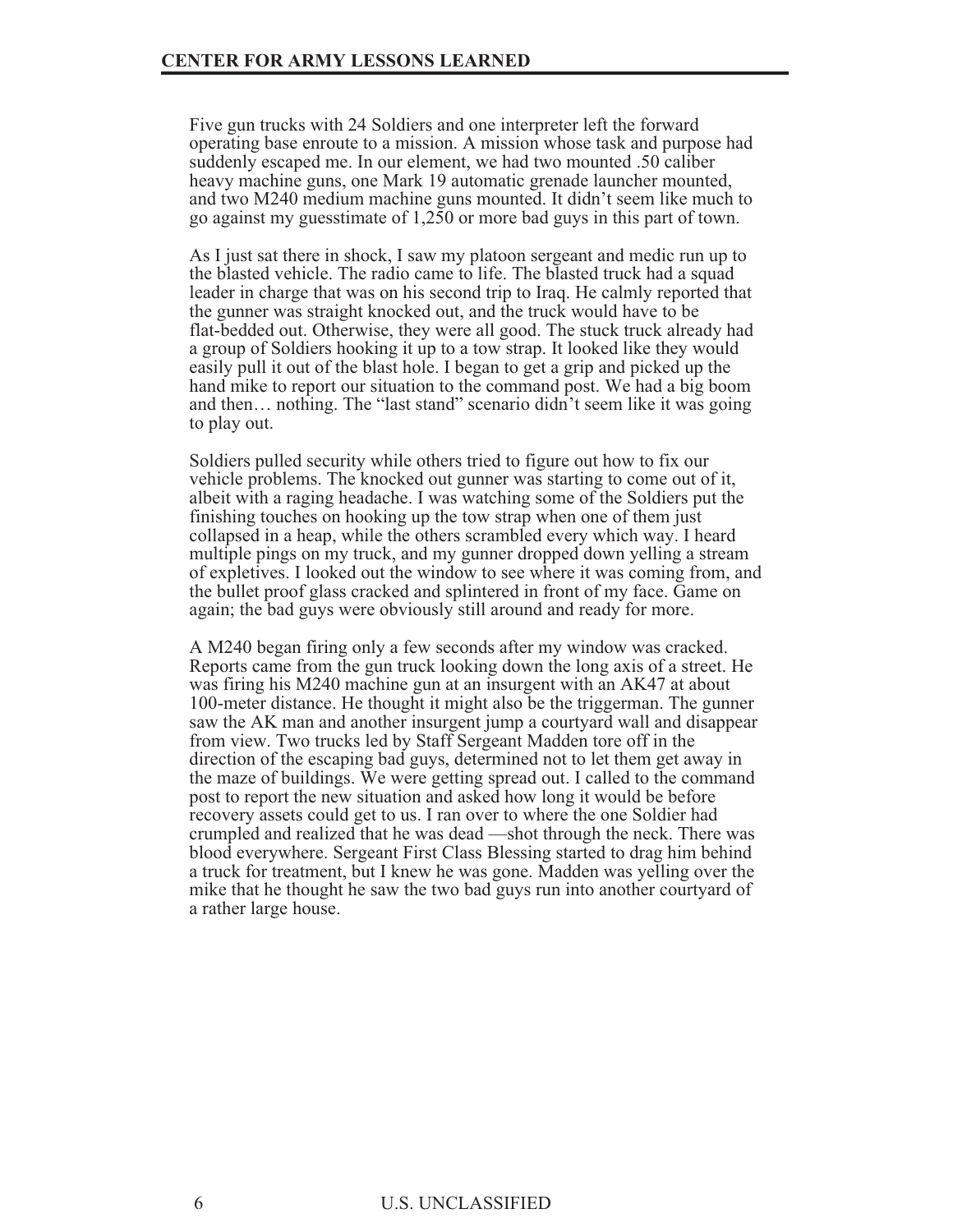Five gun trucks with 24 Soldiers and one interpreter left the forward operating base enroute to a mission. A mission whose task and purpose had suddenly escaped me. In our element, we had two mounted .50 caliber heavy machine guns, one Mark 19 automatic grenade launcher mounted, and two M240 medium machine guns mounted. It didn't seem like much to go against my guesstimate of 1,250 or more bad guys in this part of town.

As I just sat there in shock, I saw my platoon sergeant and medic run up to the blasted vehicle. The radio came to life. The blasted truck had a squad leader in charge that was on his second trip to Iraq. He calmly reported that the gunner was straight knocked out, and the truck would have to be flat-bedded out. Otherwise, they were all good. The stuck truck already had a group of Soldiers hooking it up to a tow strap. It looked like they would easily pull it out of the blast hole. I began to get a grip and picked up the hand mike to report our situation to the command post. We had a big boom and then… nothing. The "last stand" scenario didn't seem like it was going to play out.

Soldiers pulled security while others tried to figure out how to fix our vehicle problems. The knocked out gunner was starting to come out of it, albeit with a raging headache. I was watching some of the Soldiers put the finishing touches on hooking up the tow strap when one of them just collapsed in a heap, while the others scrambled every which way. I heard multiple pings on my truck, and my gunner dropped down yelling a stream of expletives. I looked out the window to see where it was coming from, and the bullet proof glass cracked and splintered in front of my face. Game on again; the bad guys were obviously still around and ready for more.

A M240 began firing only a few seconds after my window was cracked. Reports came from the gun truck looking down the long axis of a street. He was firing his M240 machine gun at an insurgent with an AK47 at about 100-meter distance. He thought it might also be the triggerman. The gunner saw the AK man and another insurgent jump a courtyard wall and disappear from view. Two trucks led by Staff Sergeant Madden tore off in the direction of the escaping bad guys, determined not to let them get away in the maze of buildings. We were getting spread out. I called to the command post to report the new situation and asked how long it would be before recovery assets could get to us. I ran over to where the one Soldier had crumpled and realized that he was dead —shot through the neck. There was blood everywhere. Sergeant First Class Blessing started to drag him behind a truck for treatment, but I knew he was gone. Madden was yelling over the mike that he thought he saw the two bad guys run into another courtyard of a rather large house.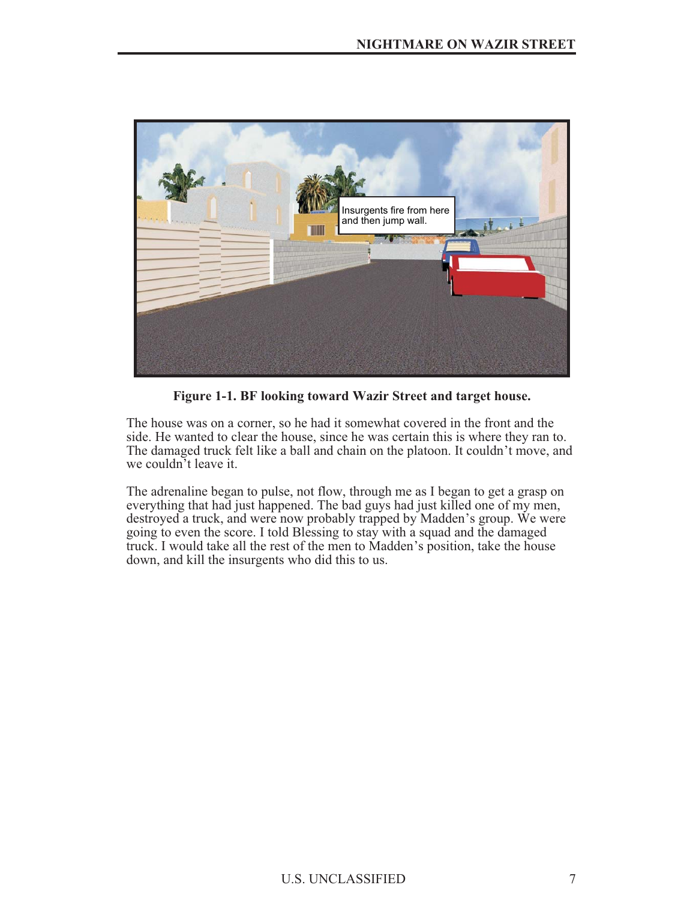**Figure 1-1. BF looking toward Wazir Street and target house.**

The house was on a corner, so he had it somewhat covered in the front and the side. He wanted to clear the house, since he was certain this is where they ran to. The damaged truck felt like a ball and chain on the platoon. It couldn't move, and we couldn't leave it.

The adrenaline began to pulse, not flow, through me as I began to get a grasp on everything that had just happened. The bad guys had just killed one of my men, destroyed a truck, and were now probably trapped by Madden's group. We were going to even the score. I told Blessing to stay with a squad and the damaged truck. I would take all the rest of the men to Madden's position, take the house down, and kill the insurgents who did this to us.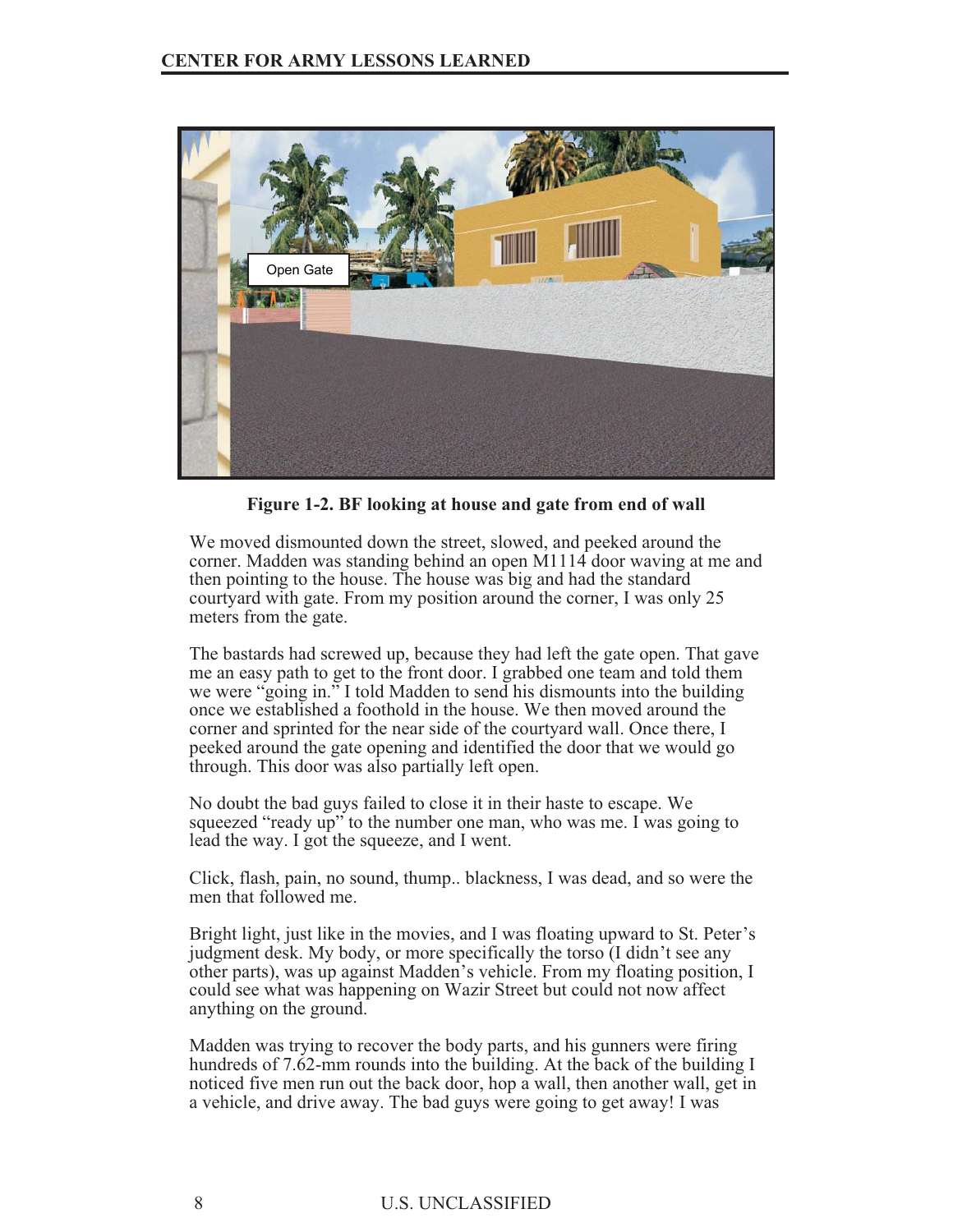**Figure 1-2. BF looking at house and gate from end of wall**

We moved dismounted down the street, slowed, and peeked around the corner. Madden was standing behind an open M1114 door waving at me and then pointing to the house. The house was big and had the standard courtyard with gate. From my position around the corner, I was only 25 meters from the gate.

The bastards had screwed up, because they had left the gate open. That gave me an easy path to get to the front door. I grabbed one team and told them we were "going in." I told Madden to send his dismounts into the building once we established a foothold in the house. We then moved around the corner and sprinted for the near side of the courtyard wall. Once there, I peeked around the gate opening and identified the door that we would go through. This door was also partially left open.

No doubt the bad guys failed to close it in their haste to escape. We squeezed "ready up" to the number one man, who was me. I was going to lead the way. I got the squeeze, and I went.

Click, flash, pain, no sound, thump.. blackness, I was dead, and so were the men that followed me.

Bright light, just like in the movies, and I was floating upward to St. Peter's judgment desk. My body, or more specifically the torso (I didn't see any other parts), was up against Madden's vehicle. From my floating position, I could see what was happening on Wazir Street but could not now affect anything on the ground.

Madden was trying to recover the body parts, and his gunners were firing hundreds of 7.62-mm rounds into the building. At the back of the building I noticed five men run out the back door, hop a wall, then another wall, get in a vehicle, and drive away. The bad guys were going to get away! I was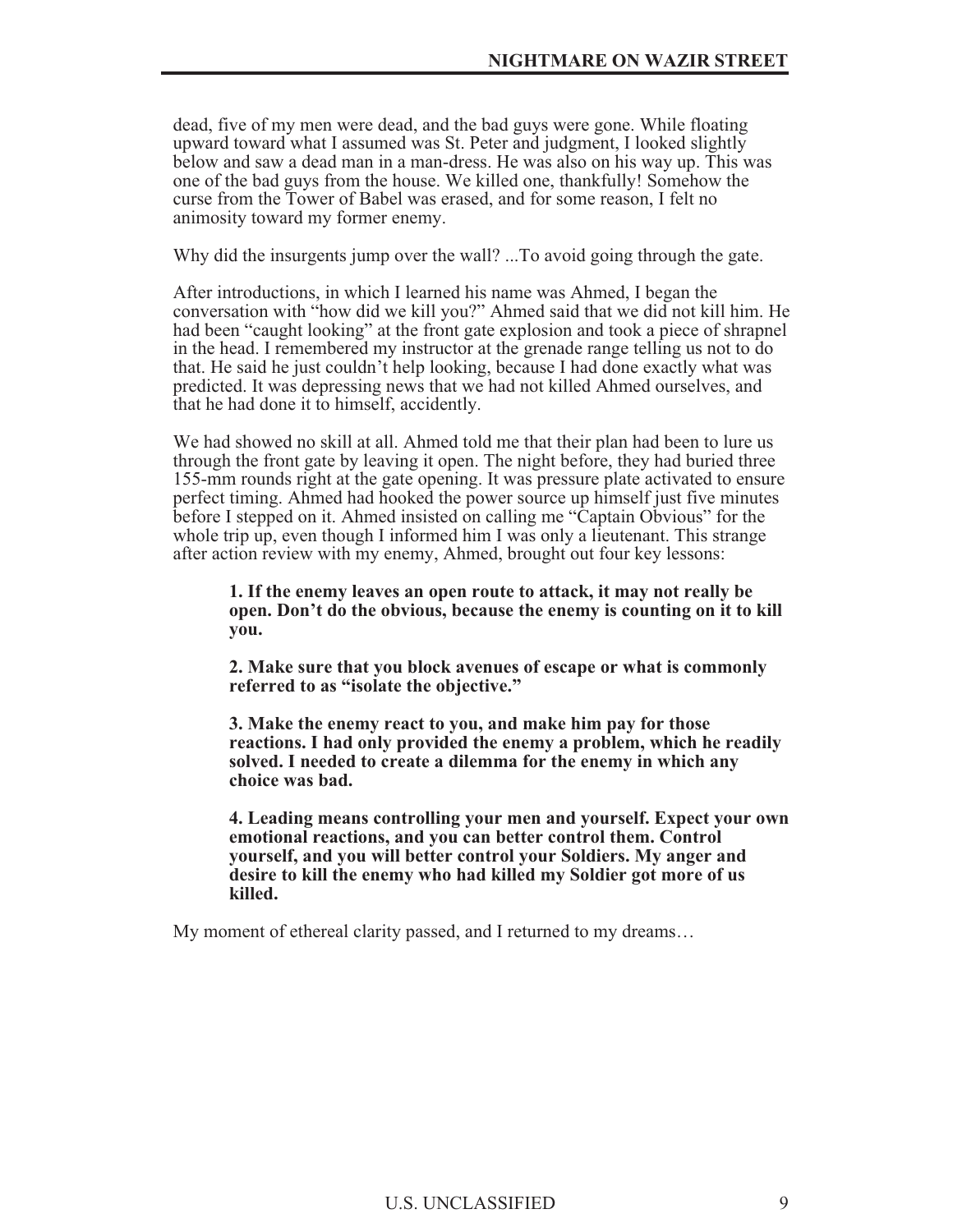dead, five of my men were dead, and the bad guys were gone. While floating upward toward what I assumed was St. Peter and judgment, I looked slightly below and saw a dead man in a man-dress. He was also on his way up. This was one of the bad guys from the house. We killed one, thankfully! Somehow the curse from the Tower of Babel was erased, and for some reason, I felt no animosity toward my former enemy.

Why did the insurgents jump over the wall? ...To avoid going through the gate.

After introductions, in which I learned his name was Ahmed, I began the conversation with "how did we kill you?" Ahmed said that we did not kill him. He had been "caught looking" at the front gate explosion and took a piece of shrapnel in the head. I remembered my instructor at the grenade range telling us not to do that. He said he just couldn't help looking, because I had done exactly what was predicted. It was depressing news that we had not killed Ahmed ourselves, and that he had done it to himself, accidently.

We had showed no skill at all. Ahmed told me that their plan had been to lure us through the front gate by leaving it open. The night before, they had buried three 155-mm rounds right at the gate opening. It was pressure plate activated to ensure perfect timing. Ahmed had hooked the power source up himself just five minutes before I stepped on it. Ahmed insisted on calling me "Captain Obvious" for the whole trip up, even though I informed him I was only a lieutenant. This strange after action review with my enemy, Ahmed, brought out four key lessons:

> **1. If the enemy leaves an open route to attack, it may not really be open. Don't do the obvious, because the enemy is counting on it to kill you.**
>
> **2. Make sure that you block avenues of escape or what is commonly referred to as "isolate the objective."**
>
> **3. Make the enemy react to you, and make him pay for those reactions. I had only provided the enemy a problem, which he readily solved. I needed to create a dilemma for the enemy in which any choice was bad.**
>
> **4. Leading means controlling your men and yourself. Expect your own emotional reactions, and you can better control them. Control yourself, and you will better control your Soldiers. My anger and desire to kill the enemy who had killed my Soldier got more of us killed.**

My moment of ethereal clarity passed, and I returned to my dreams…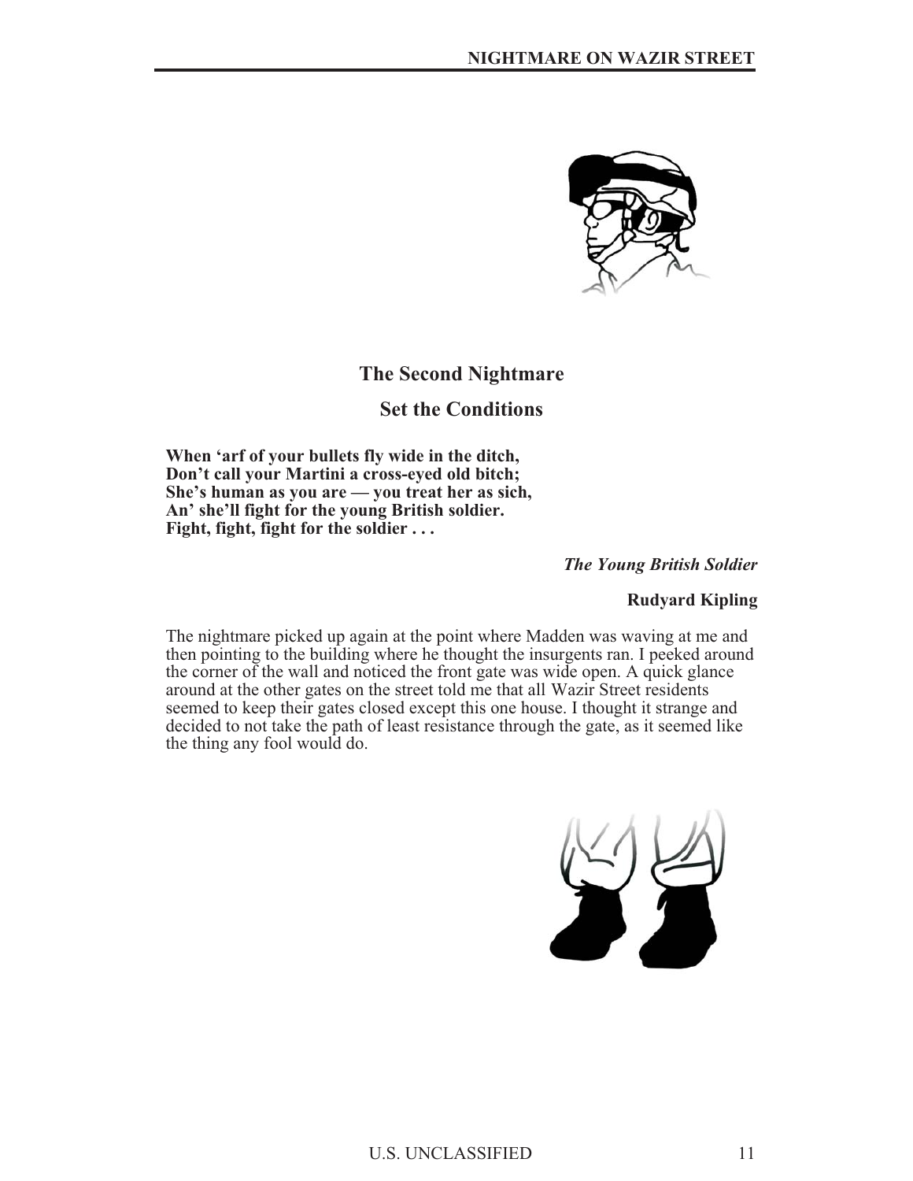## The Second Nightmare

### Set the Conditions

**When 'arf of your bullets fly wide in the ditch,**
**Don't call your Martini a cross-eyed old bitch;**
**She's human as you are — you treat her as sich,**
**An' she'll fight for the young British soldier.**
**Fight, fight, fight for the soldier . . .**

***The Young British Soldier***

**Rudyard Kipling**

The nightmare picked up again at the point where Madden was waving at me and then pointing to the building where he thought the insurgents ran. I peeked around the corner of the wall and noticed the front gate was wide open. A quick glance around at the other gates on the street told me that all Wazir Street residents seemed to keep their gates closed except this one house. I thought it strange and decided to not take the path of least resistance through the gate, as it seemed like the thing any fool would do.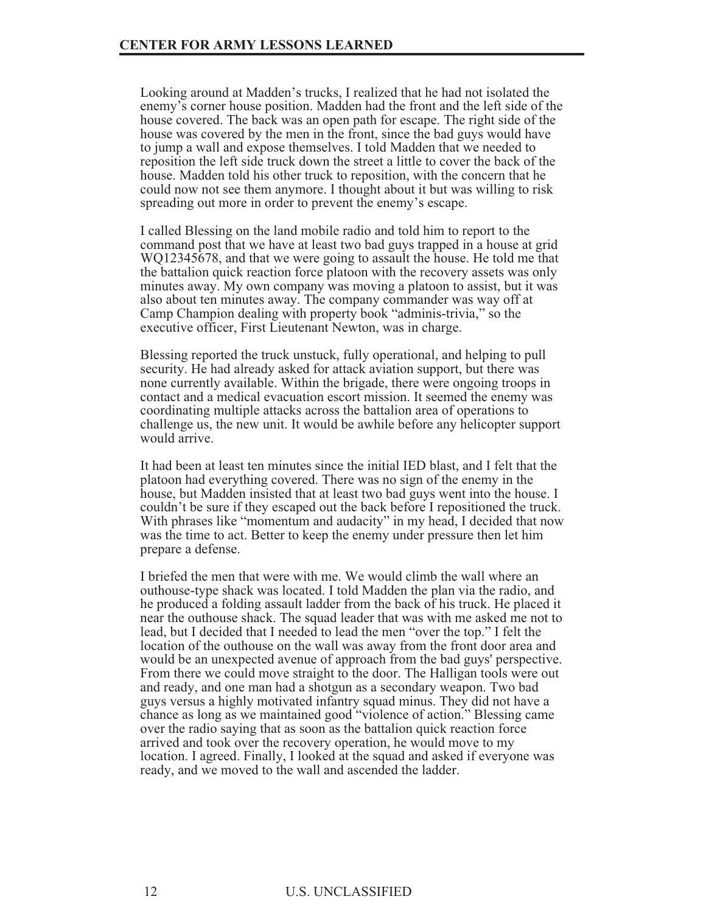Looking around at Madden's trucks, I realized that he had not isolated the enemy's corner house position. Madden had the front and the left side of the house covered. The back was an open path for escape. The right side of the house was covered by the men in the front, since the bad guys would have to jump a wall and expose themselves. I told Madden that we needed to reposition the left side truck down the street a little to cover the back of the house. Madden told his other truck to reposition, with the concern that he could now not see them anymore. I thought about it but was willing to risk spreading out more in order to prevent the enemy's escape.

I called Blessing on the land mobile radio and told him to report to the command post that we have at least two bad guys trapped in a house at grid WQ12345678, and that we were going to assault the house. He told me that the battalion quick reaction force platoon with the recovery assets was only minutes away. My own company was moving a platoon to assist, but it was also about ten minutes away. The company commander was way off at Camp Champion dealing with property book "adminis-trivia," so the executive officer, First Lieutenant Newton, was in charge.

Blessing reported the truck unstuck, fully operational, and helping to pull security. He had already asked for attack aviation support, but there was none currently available. Within the brigade, there were ongoing troops in contact and a medical evacuation escort mission. It seemed the enemy was coordinating multiple attacks across the battalion area of operations to challenge us, the new unit. It would be awhile before any helicopter support would arrive.

It had been at least ten minutes since the initial IED blast, and I felt that the platoon had everything covered. There was no sign of the enemy in the house, but Madden insisted that at least two bad guys went into the house. I couldn't be sure if they escaped out the back before I repositioned the truck. With phrases like "momentum and audacity" in my head, I decided that now was the time to act. Better to keep the enemy under pressure then let him prepare a defense.

I briefed the men that were with me. We would climb the wall where an outhouse-type shack was located. I told Madden the plan via the radio, and he produced a folding assault ladder from the back of his truck. He placed it near the outhouse shack. The squad leader that was with me asked me not to lead, but I decided that I needed to lead the men "over the top." I felt the location of the outhouse on the wall was away from the front door area and would be an unexpected avenue of approach from the bad guys' perspective. From there we could move straight to the door. The Halligan tools were out and ready, and one man had a shotgun as a secondary weapon. Two bad guys versus a highly motivated infantry squad minus. They did not have a chance as long as we maintained good "violence of action." Blessing came over the radio saying that as soon as the battalion quick reaction force arrived and took over the recovery operation, he would move to my location. I agreed. Finally, I looked at the squad and asked if everyone was ready, and we moved to the wall and ascended the ladder.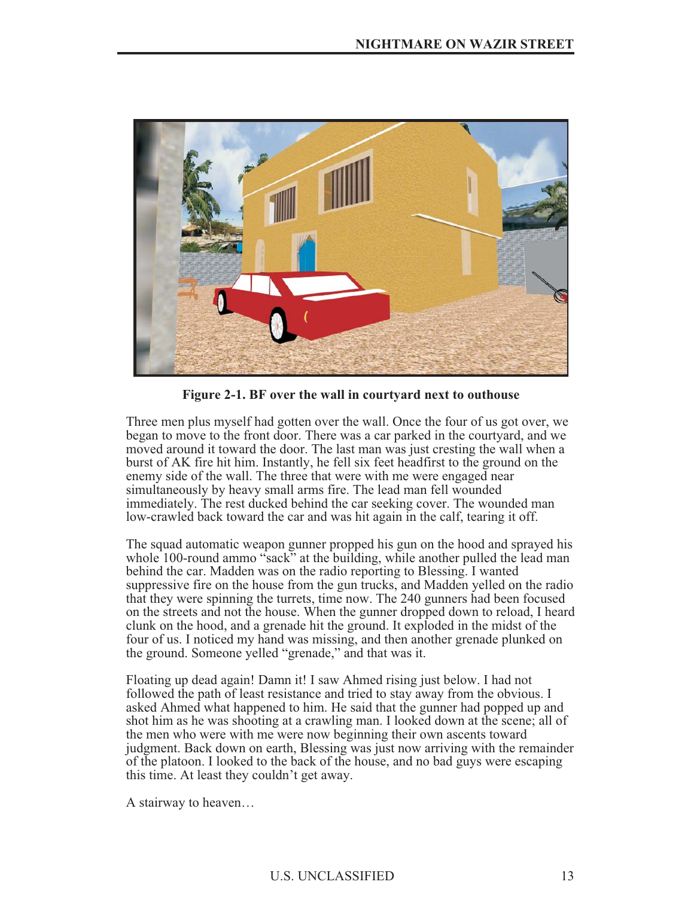Figure 2-1. BF over the wall in courtyard next to outhouse

Three men plus myself had gotten over the wall. Once the four of us got over, we began to move to the front door. There was a car parked in the courtyard, and we moved around it toward the door. The last man was just cresting the wall when a burst of AK fire hit him. Instantly, he fell six feet headfirst to the ground on the enemy side of the wall. The three that were with me were engaged near simultaneously by heavy small arms fire. The lead man fell wounded immediately. The rest ducked behind the car seeking cover. The wounded man low-crawled back toward the car and was hit again in the calf, tearing it off.

The squad automatic weapon gunner propped his gun on the hood and sprayed his whole 100-round ammo "sack" at the building, while another pulled the lead man behind the car. Madden was on the radio reporting to Blessing. I wanted suppressive fire on the house from the gun trucks, and Madden yelled on the radio that they were spinning the turrets, time now. The 240 gunners had been focused on the streets and not the house. When the gunner dropped down to reload, I heard clunk on the hood, and a grenade hit the ground. It exploded in the midst of the four of us. I noticed my hand was missing, and then another grenade plunked on the ground. Someone yelled "grenade," and that was it.

Floating up dead again! Damn it! I saw Ahmed rising just below. I had not followed the path of least resistance and tried to stay away from the obvious. I asked Ahmed what happened to him. He said that the gunner had popped up and shot him as he was shooting at a crawling man. I looked down at the scene; all of the men who were with me were now beginning their own ascents toward judgment. Back down on earth, Blessing was just now arriving with the remainder of the platoon. I looked to the back of the house, and no bad guys were escaping this time. At least they couldn't get away.

A stairway to heaven…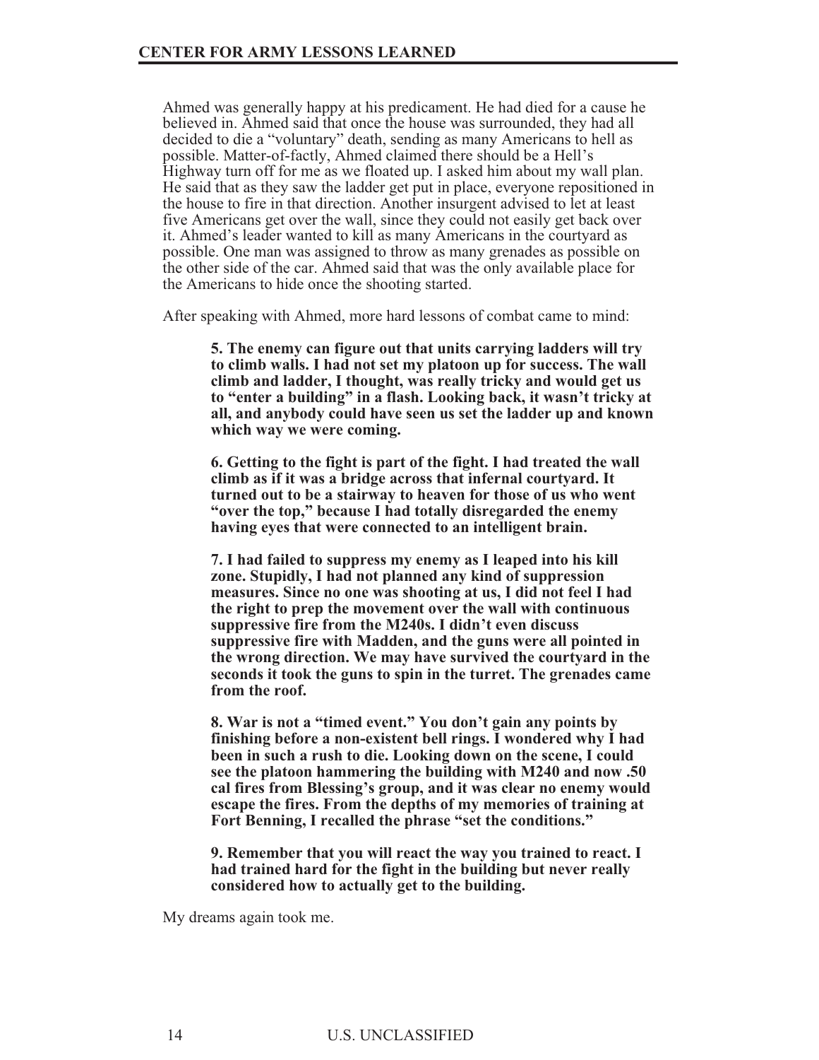Ahmed was generally happy at his predicament. He had died for a cause he believed in. Ahmed said that once the house was surrounded, they had all decided to die a "voluntary" death, sending as many Americans to hell as possible. Matter-of-factly, Ahmed claimed there should be a Hell's Highway turn off for me as we floated up. I asked him about my wall plan. He said that as they saw the ladder get put in place, everyone repositioned in the house to fire in that direction. Another insurgent advised to let at least five Americans get over the wall, since they could not easily get back over it. Ahmed's leader wanted to kill as many Americans in the courtyard as possible. One man was assigned to throw as many grenades as possible on the other side of the car. Ahmed said that was the only available place for the Americans to hide once the shooting started.

After speaking with Ahmed, more hard lessons of combat came to mind:

> **5. The enemy can figure out that units carrying ladders will try to climb walls. I had not set my platoon up for success. The wall climb and ladder, I thought, was really tricky and would get us to "enter a building" in a flash. Looking back, it wasn't tricky at all, and anybody could have seen us set the ladder up and known which way we were coming.**
>
> **6. Getting to the fight is part of the fight. I had treated the wall climb as if it was a bridge across that infernal courtyard. It turned out to be a stairway to heaven for those of us who went "over the top," because I had totally disregarded the enemy having eyes that were connected to an intelligent brain.**
>
> **7. I had failed to suppress my enemy as I leaped into his kill zone. Stupidly, I had not planned any kind of suppression measures. Since no one was shooting at us, I did not feel I had the right to prep the movement over the wall with continuous suppressive fire from the M240s. I didn't even discuss suppressive fire with Madden, and the guns were all pointed in the wrong direction. We may have survived the courtyard in the seconds it took the guns to spin in the turret. The grenades came from the roof.**
>
> **8. War is not a "timed event." You don't gain any points by finishing before a non-existent bell rings. I wondered why I had been in such a rush to die. Looking down on the scene, I could see the platoon hammering the building with M240 and now .50 cal fires from Blessing's group, and it was clear no enemy would escape the fires. From the depths of my memories of training at Fort Benning, I recalled the phrase "set the conditions."**
>
> **9. Remember that you will react the way you trained to react. I had trained hard for the fight in the building but never really considered how to actually get to the building.**

My dreams again took me.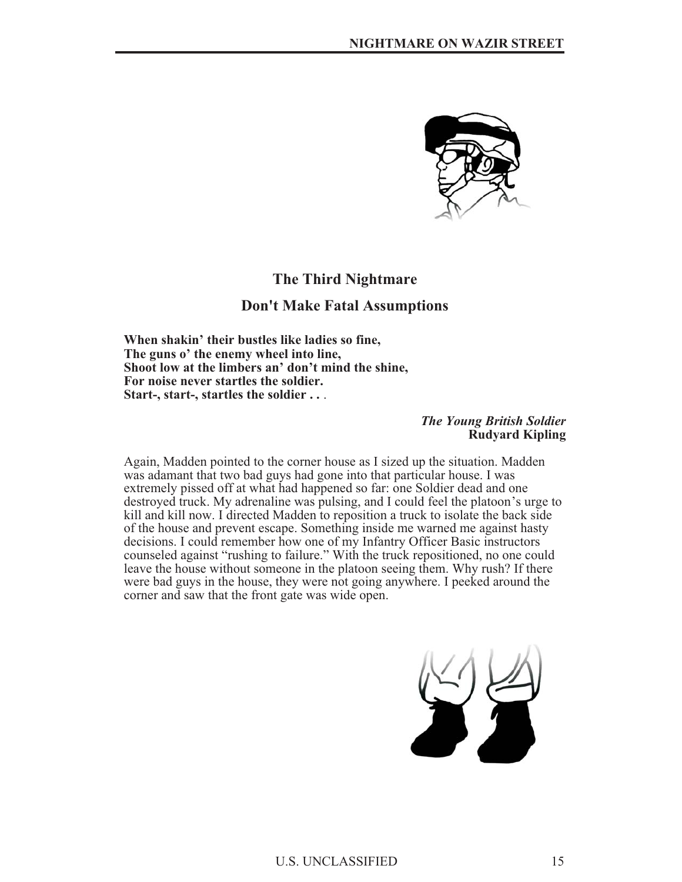## The Third Nightmare

## Don't Make Fatal Assumptions

**When shakin' their bustles like ladies so fine,**
**The guns o' the enemy wheel into line,**
**Shoot low at the limbers an' don't mind the shine,**
**For noise never startles the soldier.**
**Start-, start-, startles the soldier . . .**

*The Young British Soldier*
**Rudyard Kipling**

Again, Madden pointed to the corner house as I sized up the situation. Madden was adamant that two bad guys had gone into that particular house. I was extremely pissed off at what had happened so far: one Soldier dead and one destroyed truck. My adrenaline was pulsing, and I could feel the platoon's urge to kill and kill now. I directed Madden to reposition a truck to isolate the back side of the house and prevent escape. Something inside me warned me against hasty decisions. I could remember how one of my Infantry Officer Basic instructors counseled against "rushing to failure." With the truck repositioned, no one could leave the house without someone in the platoon seeing them. Why rush? If there were bad guys in the house, they were not going anywhere. I peeked around the corner and saw that the front gate was wide open.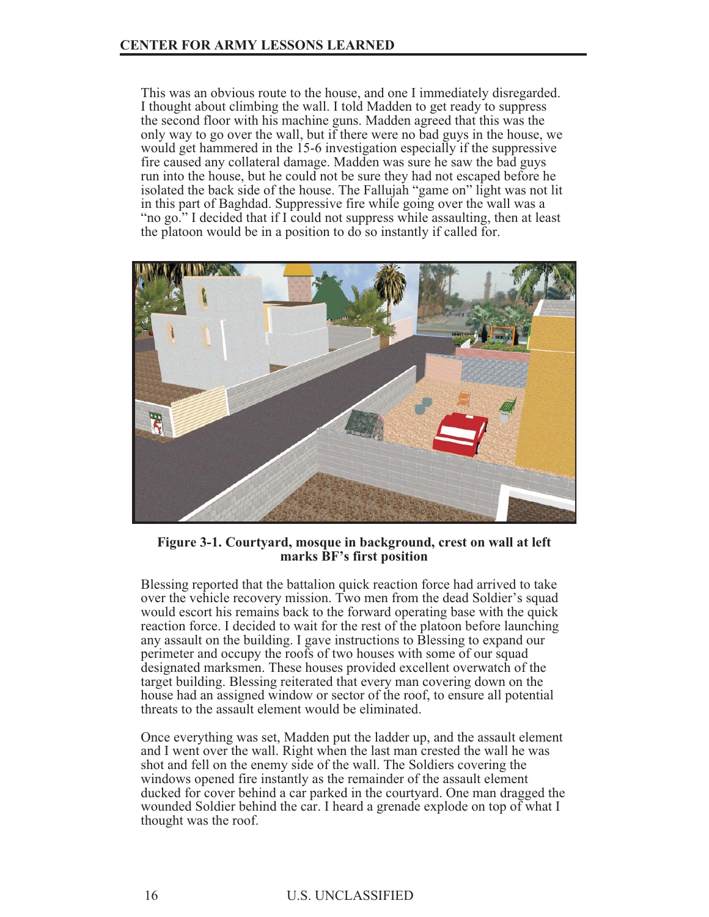This was an obvious route to the house, and one I immediately disregarded. I thought about climbing the wall. I told Madden to get ready to suppress the second floor with his machine guns. Madden agreed that this was the only way to go over the wall, but if there were no bad guys in the house, we would get hammered in the 15-6 investigation especially if the suppressive fire caused any collateral damage. Madden was sure he saw the bad guys run into the house, but he could not be sure they had not escaped before he isolated the back side of the house. The Fallujah "game on" light was not lit in this part of Baghdad. Suppressive fire while going over the wall was a "no go." I decided that if I could not suppress while assaulting, then at least the platoon would be in a position to do so instantly if called for.

**Figure 3-1. Courtyard, mosque in background, crest on wall at left marks BF's first position**

Blessing reported that the battalion quick reaction force had arrived to take over the vehicle recovery mission. Two men from the dead Soldier's squad would escort his remains back to the forward operating base with the quick reaction force. I decided to wait for the rest of the platoon before launching any assault on the building. I gave instructions to Blessing to expand our perimeter and occupy the roofs of two houses with some of our squad designated marksmen. These houses provided excellent overwatch of the target building. Blessing reiterated that every man covering down on the house had an assigned window or sector of the roof, to ensure all potential threats to the assault element would be eliminated.

Once everything was set, Madden put the ladder up, and the assault element and I went over the wall. Right when the last man crested the wall he was shot and fell on the enemy side of the wall. The Soldiers covering the windows opened fire instantly as the remainder of the assault element ducked for cover behind a car parked in the courtyard. One man dragged the wounded Soldier behind the car. I heard a grenade explode on top of what I thought was the roof.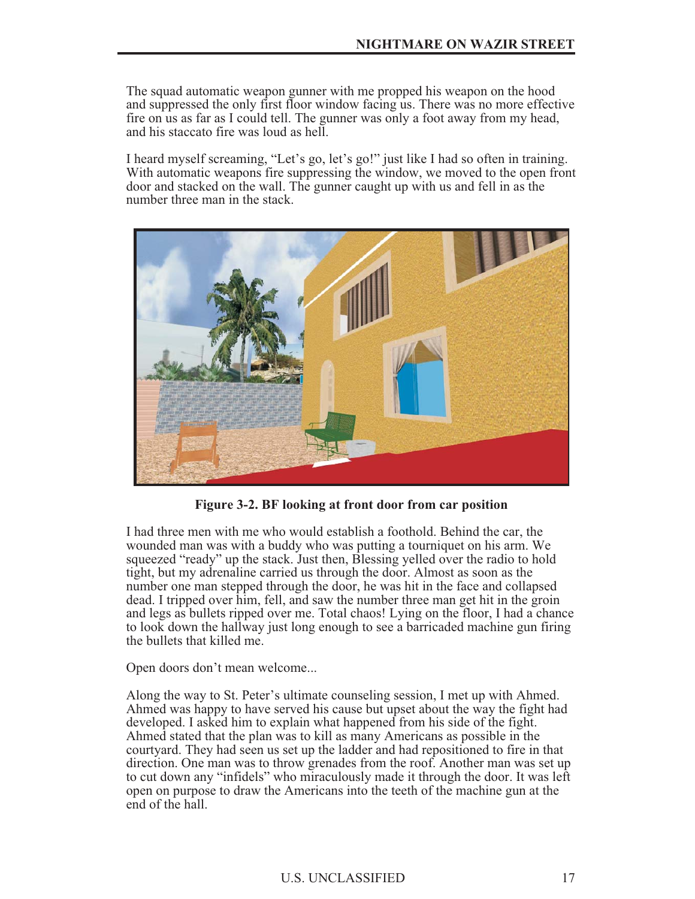The squad automatic weapon gunner with me propped his weapon on the hood and suppressed the only first floor window facing us. There was no more effective fire on us as far as I could tell. The gunner was only a foot away from my head, and his staccato fire was loud as hell.

I heard myself screaming, "Let's go, let's go!" just like I had so often in training. With automatic weapons fire suppressing the window, we moved to the open front door and stacked on the wall. The gunner caught up with us and fell in as the number three man in the stack.

**Figure 3-2. BF looking at front door from car position**

I had three men with me who would establish a foothold. Behind the car, the wounded man was with a buddy who was putting a tourniquet on his arm. We squeezed "ready" up the stack. Just then, Blessing yelled over the radio to hold tight, but my adrenaline carried us through the door. Almost as soon as the number one man stepped through the door, he was hit in the face and collapsed dead. I tripped over him, fell, and saw the number three man get hit in the groin and legs as bullets ripped over me. Total chaos! Lying on the floor, I had a chance to look down the hallway just long enough to see a barricaded machine gun firing the bullets that killed me.

Open doors don't mean welcome...

Along the way to St. Peter's ultimate counseling session, I met up with Ahmed. Ahmed was happy to have served his cause but upset about the way the fight had developed. I asked him to explain what happened from his side of the fight. Ahmed stated that the plan was to kill as many Americans as possible in the courtyard. They had seen us set up the ladder and had repositioned to fire in that direction. One man was to throw grenades from the roof. Another man was set up to cut down any "infidels" who miraculously made it through the door. It was left open on purpose to draw the Americans into the teeth of the machine gun at the end of the hall.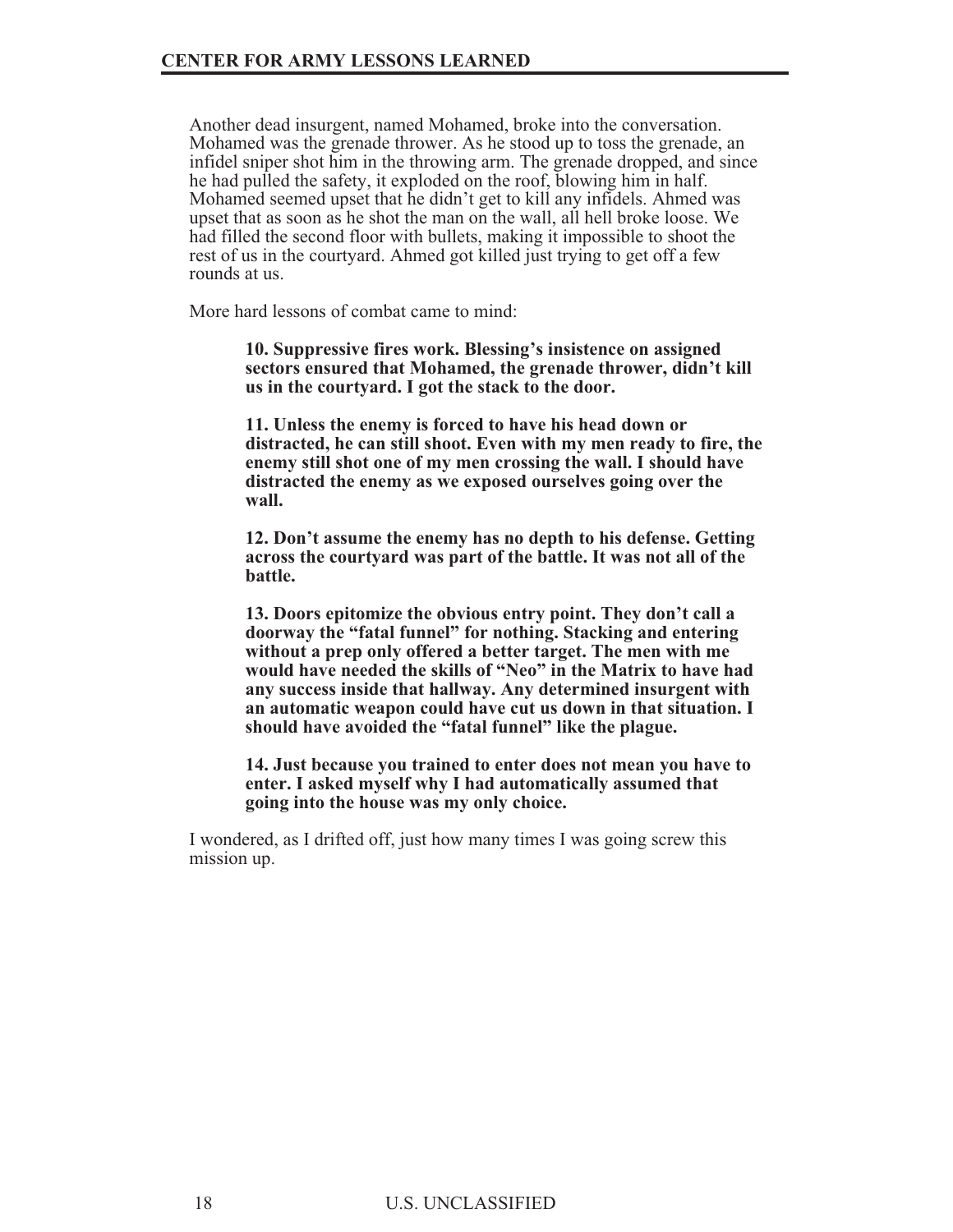Another dead insurgent, named Mohamed, broke into the conversation. Mohamed was the grenade thrower. As he stood up to toss the grenade, an infidel sniper shot him in the throwing arm. The grenade dropped, and since he had pulled the safety, it exploded on the roof, blowing him in half. Mohamed seemed upset that he didn't get to kill any infidels. Ahmed was upset that as soon as he shot the man on the wall, all hell broke loose. We had filled the second floor with bullets, making it impossible to shoot the rest of us in the courtyard. Ahmed got killed just trying to get off a few rounds at us.

More hard lessons of combat came to mind:

> **10. Suppressive fires work. Blessing's insistence on assigned sectors ensured that Mohamed, the grenade thrower, didn't kill us in the courtyard. I got the stack to the door.**
>
> **11. Unless the enemy is forced to have his head down or distracted, he can still shoot. Even with my men ready to fire, the enemy still shot one of my men crossing the wall. I should have distracted the enemy as we exposed ourselves going over the wall.**
>
> **12. Don't assume the enemy has no depth to his defense. Getting across the courtyard was part of the battle. It was not all of the battle.**
>
> **13. Doors epitomize the obvious entry point. They don't call a doorway the "fatal funnel" for nothing. Stacking and entering without a prep only offered a better target. The men with me would have needed the skills of "Neo" in the Matrix to have had any success inside that hallway. Any determined insurgent with an automatic weapon could have cut us down in that situation. I should have avoided the "fatal funnel" like the plague.**
>
> **14. Just because you trained to enter does not mean you have to enter. I asked myself why I had automatically assumed that going into the house was my only choice.**

I wondered, as I drifted off, just how many times I was going screw this mission up.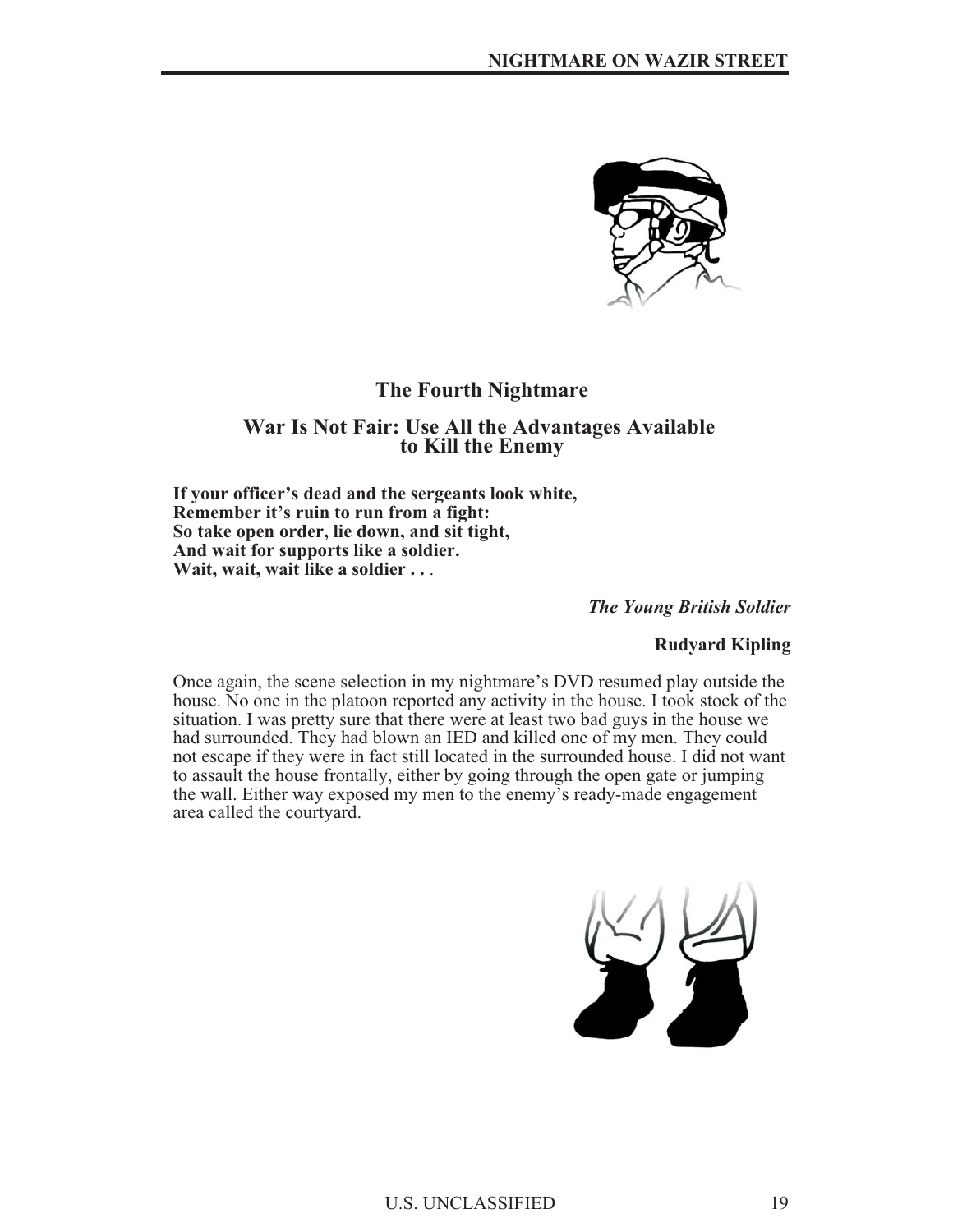## The Fourth Nightmare

### War Is Not Fair: Use All the Advantages Available to Kill the Enemy

**If your officer's dead and the sergeants look white,**
**Remember it's ruin to run from a fight:**
**So take open order, lie down, and sit tight,**
**And wait for supports like a soldier.**
**Wait, wait, wait like a soldier . . .**

***The Young British Soldier***

**Rudyard Kipling**

Once again, the scene selection in my nightmare's DVD resumed play outside the house. No one in the platoon reported any activity in the house. I took stock of the situation. I was pretty sure that there were at least two bad guys in the house we had surrounded. They had blown an IED and killed one of my men. They could not escape if they were in fact still located in the surrounded house. I did not want to assault the house frontally, either by going through the open gate or jumping the wall. Either way exposed my men to the enemy's ready-made engagement area called the courtyard.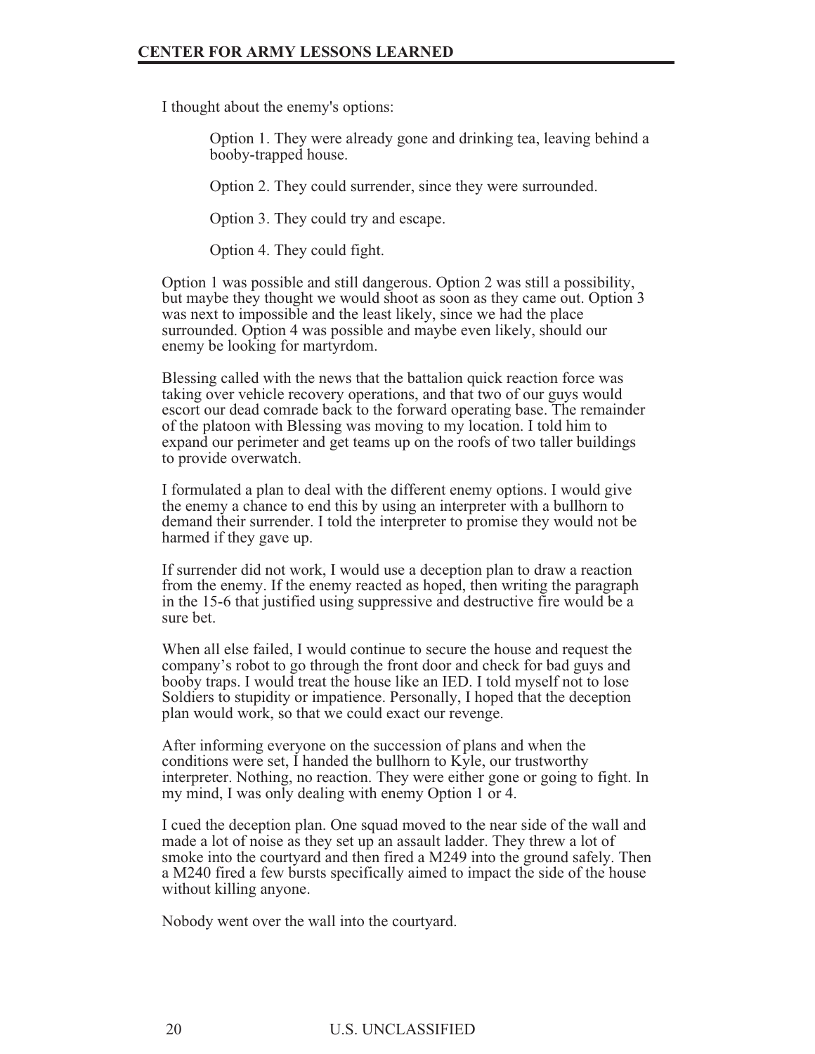I thought about the enemy's options:

> Option 1. They were already gone and drinking tea, leaving behind a booby-trapped house.
>
> Option 2. They could surrender, since they were surrounded.
>
> Option 3. They could try and escape.
>
> Option 4. They could fight.

Option 1 was possible and still dangerous. Option 2 was still a possibility, but maybe they thought we would shoot as soon as they came out. Option 3 was next to impossible and the least likely, since we had the place surrounded. Option 4 was possible and maybe even likely, should our enemy be looking for martyrdom.

Blessing called with the news that the battalion quick reaction force was taking over vehicle recovery operations, and that two of our guys would escort our dead comrade back to the forward operating base. The remainder of the platoon with Blessing was moving to my location. I told him to expand our perimeter and get teams up on the roofs of two taller buildings to provide overwatch.

I formulated a plan to deal with the different enemy options. I would give the enemy a chance to end this by using an interpreter with a bullhorn to demand their surrender. I told the interpreter to promise they would not be harmed if they gave up.

If surrender did not work, I would use a deception plan to draw a reaction from the enemy. If the enemy reacted as hoped, then writing the paragraph in the 15-6 that justified using suppressive and destructive fire would be a sure bet.

When all else failed, I would continue to secure the house and request the company's robot to go through the front door and check for bad guys and booby traps. I would treat the house like an IED. I told myself not to lose Soldiers to stupidity or impatience. Personally, I hoped that the deception plan would work, so that we could exact our revenge.

After informing everyone on the succession of plans and when the conditions were set, I handed the bullhorn to Kyle, our trustworthy interpreter. Nothing, no reaction. They were either gone or going to fight. In my mind, I was only dealing with enemy Option 1 or 4.

I cued the deception plan. One squad moved to the near side of the wall and made a lot of noise as they set up an assault ladder. They threw a lot of smoke into the courtyard and then fired a M249 into the ground safely. Then a M240 fired a few bursts specifically aimed to impact the side of the house without killing anyone.

Nobody went over the wall into the courtyard.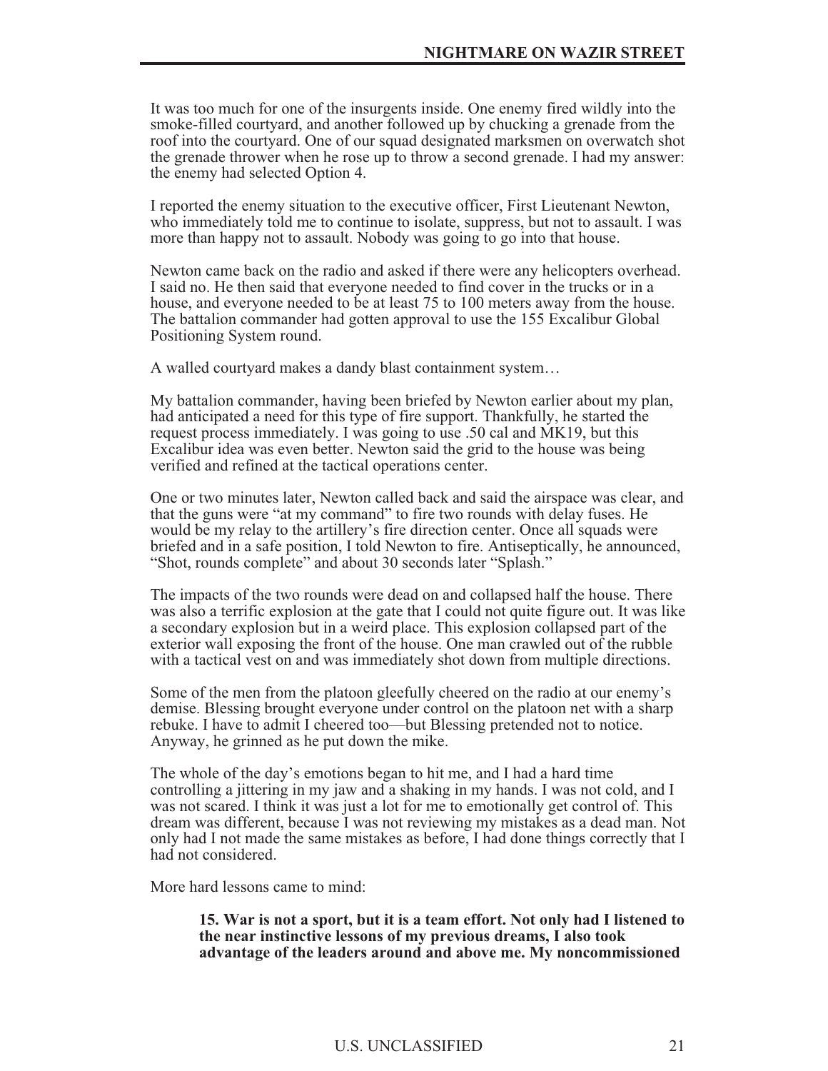It was too much for one of the insurgents inside. One enemy fired wildly into the smoke-filled courtyard, and another followed up by chucking a grenade from the roof into the courtyard. One of our squad designated marksmen on overwatch shot the grenade thrower when he rose up to throw a second grenade. I had my answer: the enemy had selected Option 4.

I reported the enemy situation to the executive officer, First Lieutenant Newton, who immediately told me to continue to isolate, suppress, but not to assault. I was more than happy not to assault. Nobody was going to go into that house.

Newton came back on the radio and asked if there were any helicopters overhead. I said no. He then said that everyone needed to find cover in the trucks or in a house, and everyone needed to be at least 75 to 100 meters away from the house. The battalion commander had gotten approval to use the 155 Excalibur Global Positioning System round.

A walled courtyard makes a dandy blast containment system…

My battalion commander, having been briefed by Newton earlier about my plan, had anticipated a need for this type of fire support. Thankfully, he started the request process immediately. I was going to use .50 cal and MK19, but this Excalibur idea was even better. Newton said the grid to the house was being verified and refined at the tactical operations center.

One or two minutes later, Newton called back and said the airspace was clear, and that the guns were "at my command" to fire two rounds with delay fuses. He would be my relay to the artillery's fire direction center. Once all squads were briefed and in a safe position, I told Newton to fire. Antiseptically, he announced, "Shot, rounds complete" and about 30 seconds later "Splash."

The impacts of the two rounds were dead on and collapsed half the house. There was also a terrific explosion at the gate that I could not quite figure out. It was like a secondary explosion but in a weird place. This explosion collapsed part of the exterior wall exposing the front of the house. One man crawled out of the rubble with a tactical vest on and was immediately shot down from multiple directions.

Some of the men from the platoon gleefully cheered on the radio at our enemy's demise. Blessing brought everyone under control on the platoon net with a sharp rebuke. I have to admit I cheered too—but Blessing pretended not to notice. Anyway, he grinned as he put down the mike.

The whole of the day's emotions began to hit me, and I had a hard time controlling a jittering in my jaw and a shaking in my hands. I was not cold, and I was not scared. I think it was just a lot for me to emotionally get control of. This dream was different, because I was not reviewing my mistakes as a dead man. Not only had I not made the same mistakes as before, I had done things correctly that I had not considered.

More hard lessons came to mind:

> **15. War is not a sport, but it is a team effort. Not only had I listened to the near instinctive lessons of my previous dreams, I also took advantage of the leaders around and above me. My noncommissioned**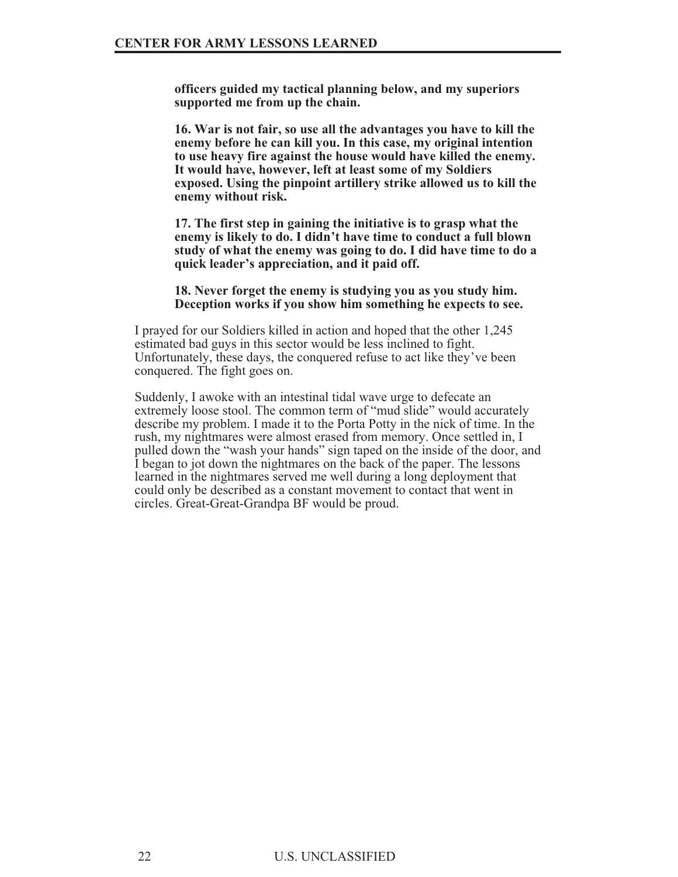**officers guided my tactical planning below, and my superiors supported me from up the chain.**

**16. War is not fair, so use all the advantages you have to kill the enemy before he can kill you. In this case, my original intention to use heavy fire against the house would have killed the enemy. It would have, however, left at least some of my Soldiers exposed. Using the pinpoint artillery strike allowed us to kill the enemy without risk.**

**17. The first step in gaining the initiative is to grasp what the enemy is likely to do. I didn't have time to conduct a full blown study of what the enemy was going to do. I did have time to do a quick leader's appreciation, and it paid off.**

**18. Never forget the enemy is studying you as you study him. Deception works if you show him something he expects to see.**

I prayed for our Soldiers killed in action and hoped that the other 1,245 estimated bad guys in this sector would be less inclined to fight. Unfortunately, these days, the conquered refuse to act like they've been conquered. The fight goes on.

Suddenly, I awoke with an intestinal tidal wave urge to defecate an extremely loose stool. The common term of "mud slide" would accurately describe my problem. I made it to the Porta Potty in the nick of time. In the rush, my nightmares were almost erased from memory. Once settled in, I pulled down the "wash your hands" sign taped on the inside of the door, and I began to jot down the nightmares on the back of the paper. The lessons learned in the nightmares served me well during a long deployment that could only be described as a constant movement to contact that went in circles. Great-Great-Grandpa BF would be proud.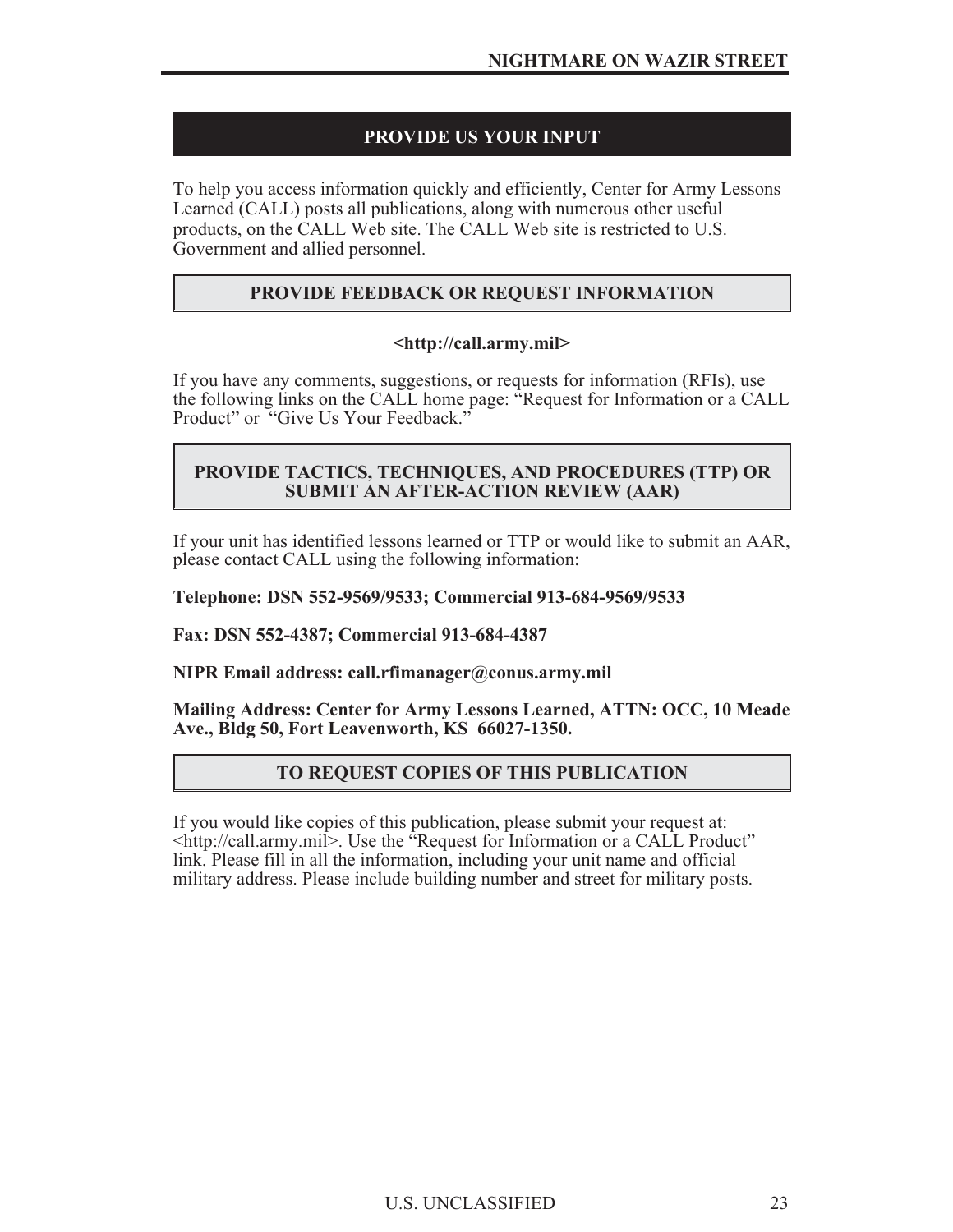## PROVIDE US YOUR INPUT

To help you access information quickly and efficiently, Center for Army Lessons Learned (CALL) posts all publications, along with numerous other useful products, on the CALL Web site. The CALL Web site is restricted to U.S. Government and allied personnel.

### PROVIDE FEEDBACK OR REQUEST INFORMATION

**<http://call.army.mil>**

If you have any comments, suggestions, or requests for information (RFIs), use the following links on the CALL home page: "Request for Information or a CALL Product" or "Give Us Your Feedback."

### PROVIDE TACTICS, TECHNIQUES, AND PROCEDURES (TTP) OR SUBMIT AN AFTER-ACTION REVIEW (AAR)

If your unit has identified lessons learned or TTP or would like to submit an AAR, please contact CALL using the following information:

**Telephone: DSN 552-9569/9533; Commercial 913-684-9569/9533**

**Fax: DSN 552-4387; Commercial 913-684-4387**

**NIPR Email address: call.rfimanager@conus.army.mil**

**Mailing Address: Center for Army Lessons Learned, ATTN: OCC, 10 Meade Ave., Bldg 50, Fort Leavenworth, KS 66027-1350.**

### TO REQUEST COPIES OF THIS PUBLICATION

If you would like copies of this publication, please submit your request at: <http://call.army.mil>. Use the "Request for Information or a CALL Product" link. Please fill in all the information, including your unit name and official military address. Please include building number and street for military posts.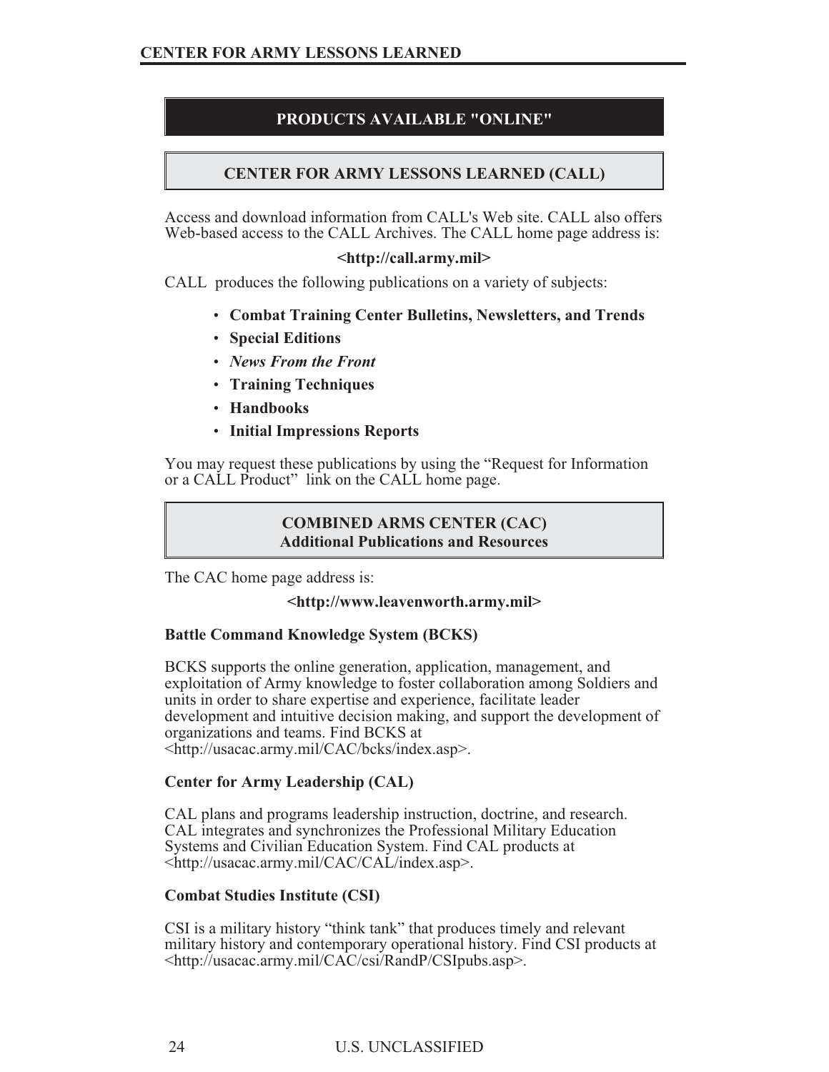## PRODUCTS AVAILABLE "ONLINE"

### CENTER FOR ARMY LESSONS LEARNED (CALL)

Access and download information from CALL's Web site. CALL also offers Web-based access to the CALL Archives. The CALL home page address is:

**<http://call.army.mil>**

CALL produces the following publications on a variety of subjects:

- **Combat Training Center Bulletins, Newsletters, and Trends**
- **Special Editions**
- ***News From the Front***
- **Training Techniques**
- **Handbooks**
- **Initial Impressions Reports**

You may request these publications by using the “Request for Information or a CALL Product” link on the CALL home page.

### COMBINED ARMS CENTER (CAC)
### Additional Publications and Resources

The CAC home page address is:

**<http://www.leavenworth.army.mil>**

**Battle Command Knowledge System (BCKS)**

BCKS supports the online generation, application, management, and exploitation of Army knowledge to foster collaboration among Soldiers and units in order to share expertise and experience, facilitate leader development and intuitive decision making, and support the development of organizations and teams. Find BCKS at <http://usacac.army.mil/CAC/bcks/index.asp>.

**Center for Army Leadership (CAL)**

CAL plans and programs leadership instruction, doctrine, and research. CAL integrates and synchronizes the Professional Military Education Systems and Civilian Education System. Find CAL products at <http://usacac.army.mil/CAC/CAL/index.asp>.

**Combat Studies Institute (CSI)**

CSI is a military history “think tank” that produces timely and relevant military history and contemporary operational history. Find CSI products at <http://usacac.army.mil/CAC/csi/RandP/CSIpubs.asp>.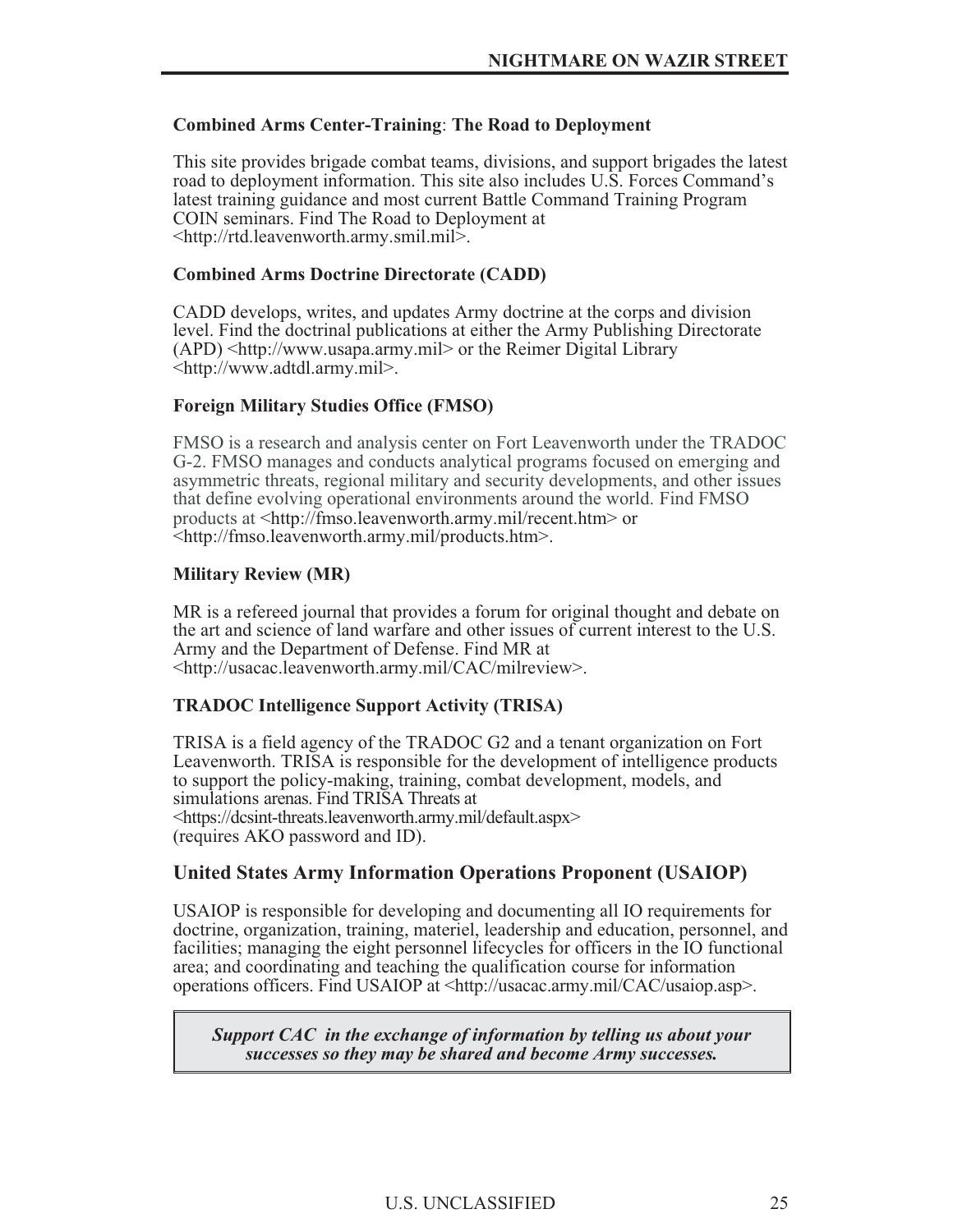### Combined Arms Center-Training: The Road to Deployment

This site provides brigade combat teams, divisions, and support brigades the latest road to deployment information. This site also includes U.S. Forces Command's latest training guidance and most current Battle Command Training Program COIN seminars. Find The Road to Deployment at <http://rtd.leavenworth.army.smil.mil>.

### Combined Arms Doctrine Directorate (CADD)

CADD develops, writes, and updates Army doctrine at the corps and division level. Find the doctrinal publications at either the Army Publishing Directorate (APD) <http://www.usapa.army.mil> or the Reimer Digital Library <http://www.adtdl.army.mil>.

### Foreign Military Studies Office (FMSO)

FMSO is a research and analysis center on Fort Leavenworth under the TRADOC G-2. FMSO manages and conducts analytical programs focused on emerging and asymmetric threats, regional military and security developments, and other issues that define evolving operational environments around the world. Find FMSO products at <http://fmso.leavenworth.army.mil/recent.htm> or <http://fmso.leavenworth.army.mil/products.htm>.

### Military Review (MR)

MR is a refereed journal that provides a forum for original thought and debate on the art and science of land warfare and other issues of current interest to the U.S. Army and the Department of Defense. Find MR at <http://usacac.leavenworth.army.mil/CAC/milreview>.

### TRADOC Intelligence Support Activity (TRISA)

TRISA is a field agency of the TRADOC G2 and a tenant organization on Fort Leavenworth. TRISA is responsible for the development of intelligence products to support the policy-making, training, combat development, models, and simulations arenas. Find TRISA Threats at <https://dcsint-threats.leavenworth.army.mil/default.aspx> (requires AKO password and ID).

## United States Army Information Operations Proponent (USAIOP)

USAIOP is responsible for developing and documenting all IO requirements for doctrine, organization, training, materiel, leadership and education, personnel, and facilities; managing the eight personnel lifecycles for officers in the IO functional area; and coordinating and teaching the qualification course for information operations officers. Find USAIOP at <http://usacac.army.mil/CAC/usaiop.asp>.

***Support CAC in the exchange of information by telling us about your successes so they may be shared and become Army successes.***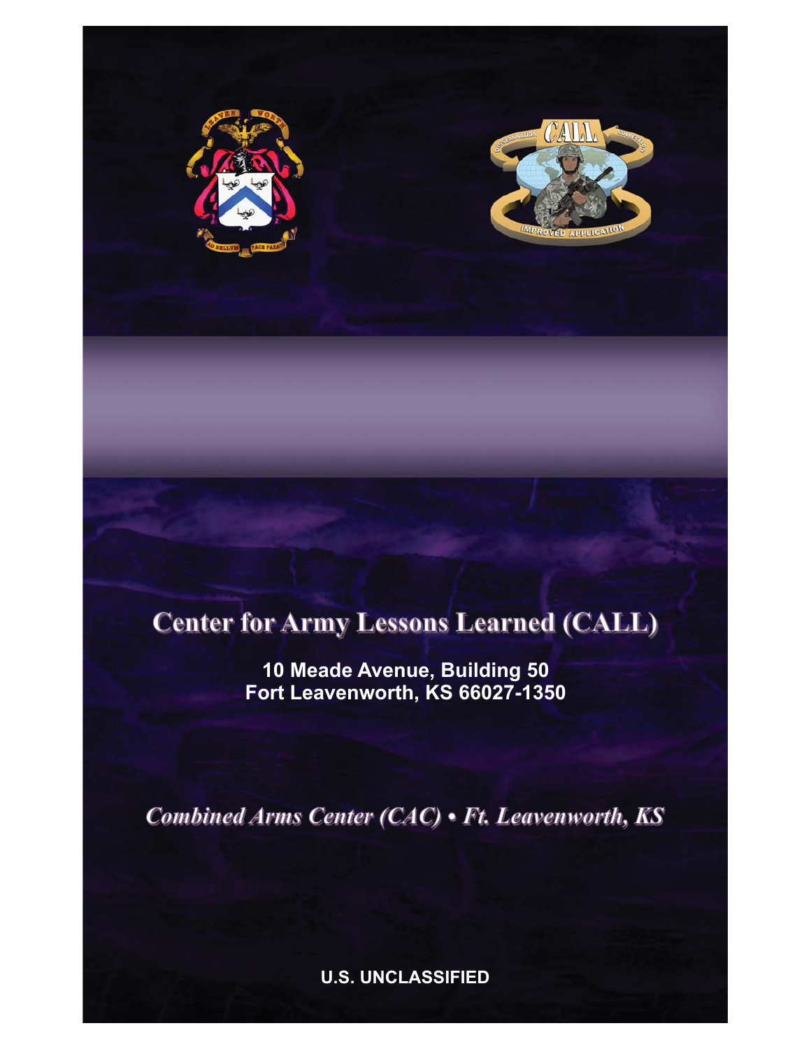# Center for Army Lessons Learned (CALL)

**10 Meade Avenue, Building 50**
**Fort Leavenworth, KS 66027-1350**

*Combined Arms Center (CAC) • Ft. Leavenworth, KS*

**U.S. UNCLASSIFIED**